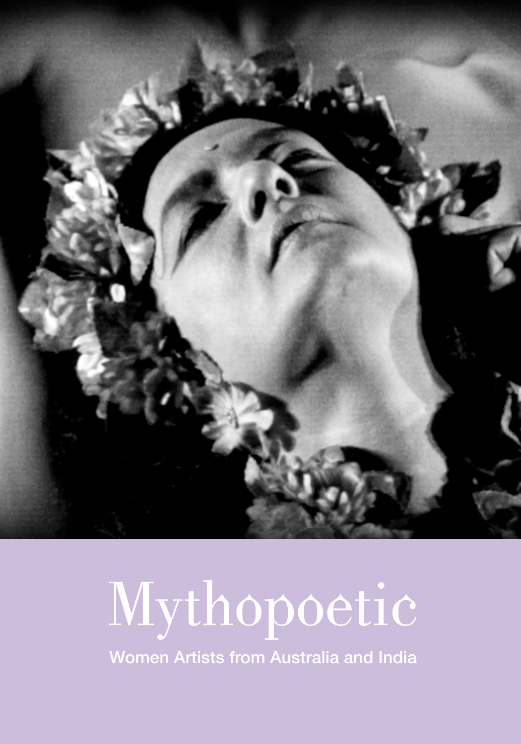# Mythopoetic

Women Artists from Australia and India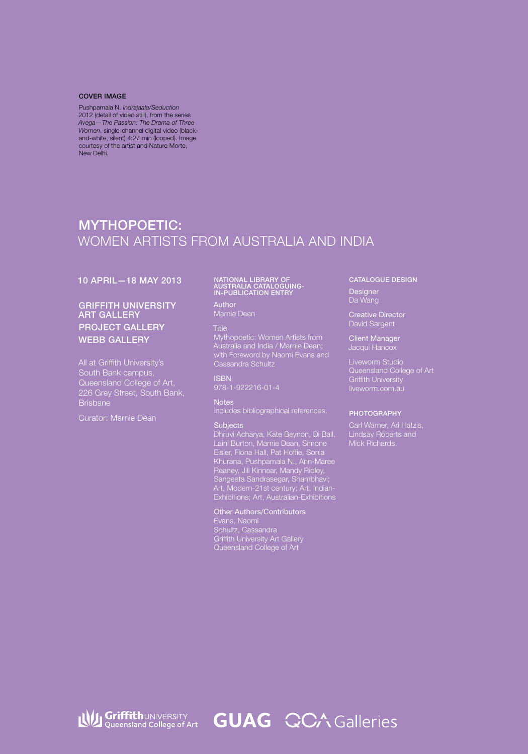**COVER IMAGE**

Pushpamala N. *Indrajaala/Seduction* 2012 (detail of video still), from the series *Avega—The Passion: The Drama of Three Women*, single-channel digital video (black-and-white, silent) 4:27 min (looped). Image courtesy of the artist and Nature Morte, New Delhi.

# MYTHOPOETIC:
## WOMEN ARTISTS FROM AUSTRALIA AND INDIA

**10 APRIL—18 MAY 2013**

**GRIFFITH UNIVERSITY ART GALLERY**

**PROJECT GALLERY**

**WEBB GALLERY**

All at Griffith University's South Bank campus, Queensland College of Art, 226 Grey Street, South Bank, Brisbane

Curator: Marnie Dean

**NATIONAL LIBRARY OF AUSTRALIA CATALOGUING-IN-PUBLICATION ENTRY**

Author
Marnie Dean

Title
Mythopoetic: Women Artists from Australia and India / Marnie Dean; with Foreword by Naomi Evans and Cassandra Schultz

ISBN
978-1-922216-01-4

Notes
includes bibliographical references.

Subjects
Dhruvi Acharya, Kate Beynon, Di Ball, Laini Burton, Marnie Dean, Simone Eisler, Fiona Hall, Pat Hoffie, Sonia Khurana, Pushpamala N., Ann-Maree Reaney, Jill Kinnear, Mandy Ridley, Sangeeta Sandrasegar, Shambhavi; Art, Modern-21st century; Art, Indian-Exhibitions; Art, Australian-Exhibitions

Other Authors/Contributors
Evans, Naomi
Schultz, Cassandra
Griffith University Art Gallery
Queensland College of Art

**CATALOGUE DESIGN**

Designer
Da Wang

Creative Director
David Sargent

Client Manager
Jacqui Hancox

Liveworm Studio
Queensland College of Art
Griffith University
liveworm.com.au

**PHOTOGRAPHY**

Carl Warner, Ari Hatzis, Lindsay Roberts and Mick Richards.

Griffith UNIVERSITY Queensland College of Art GUAG QCA Galleries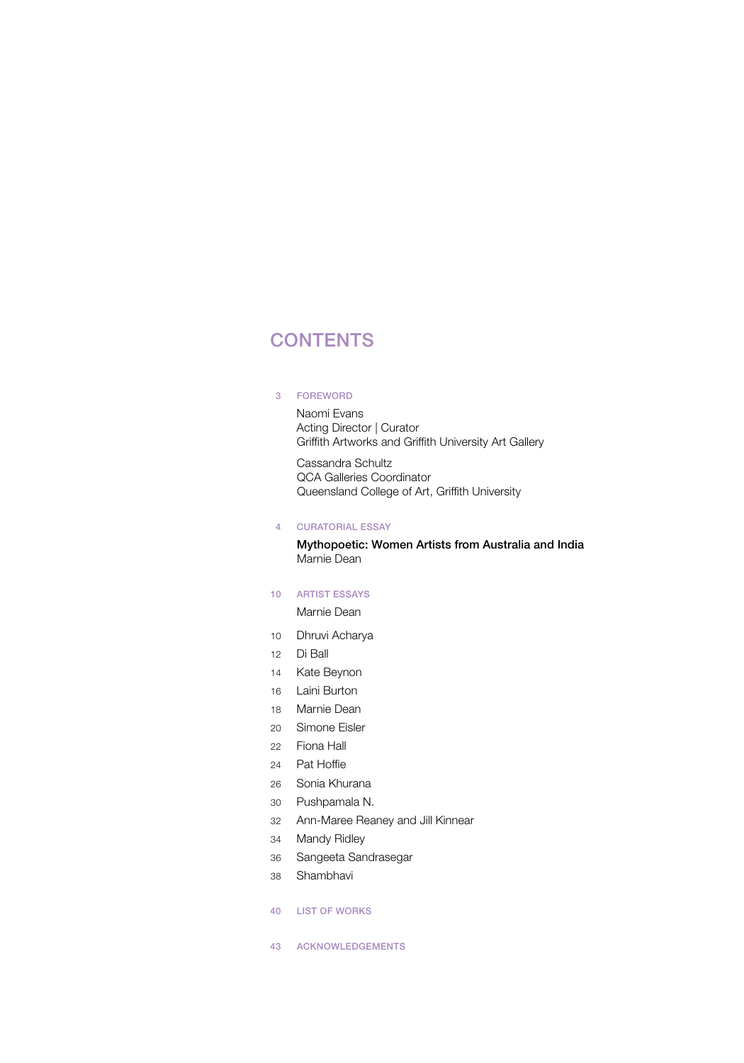# CONTENTS

3 FOREWORD

Naomi Evans
Acting Director | Curator
Griffith Artworks and Griffith University Art Gallery

Cassandra Schultz
QCA Galleries Coordinator
Queensland College of Art, Griffith University

4 CURATORIAL ESSAY

**Mythopoetic: Women Artists from Australia and India**
Marnie Dean

10 ARTIST ESSAYS

Marnie Dean

10 Dhruvi Acharya
12 Di Ball
14 Kate Beynon
16 Laini Burton
18 Marnie Dean
20 Simone Eisler
22 Fiona Hall
24 Pat Hoffie
26 Sonia Khurana
30 Pushpamala N.
32 Ann-Maree Reaney and Jill Kinnear
34 Mandy Ridley
36 Sangeeta Sandrasegar
38 Shambhavi

40 LIST OF WORKS

43 ACKNOWLEDGEMENTS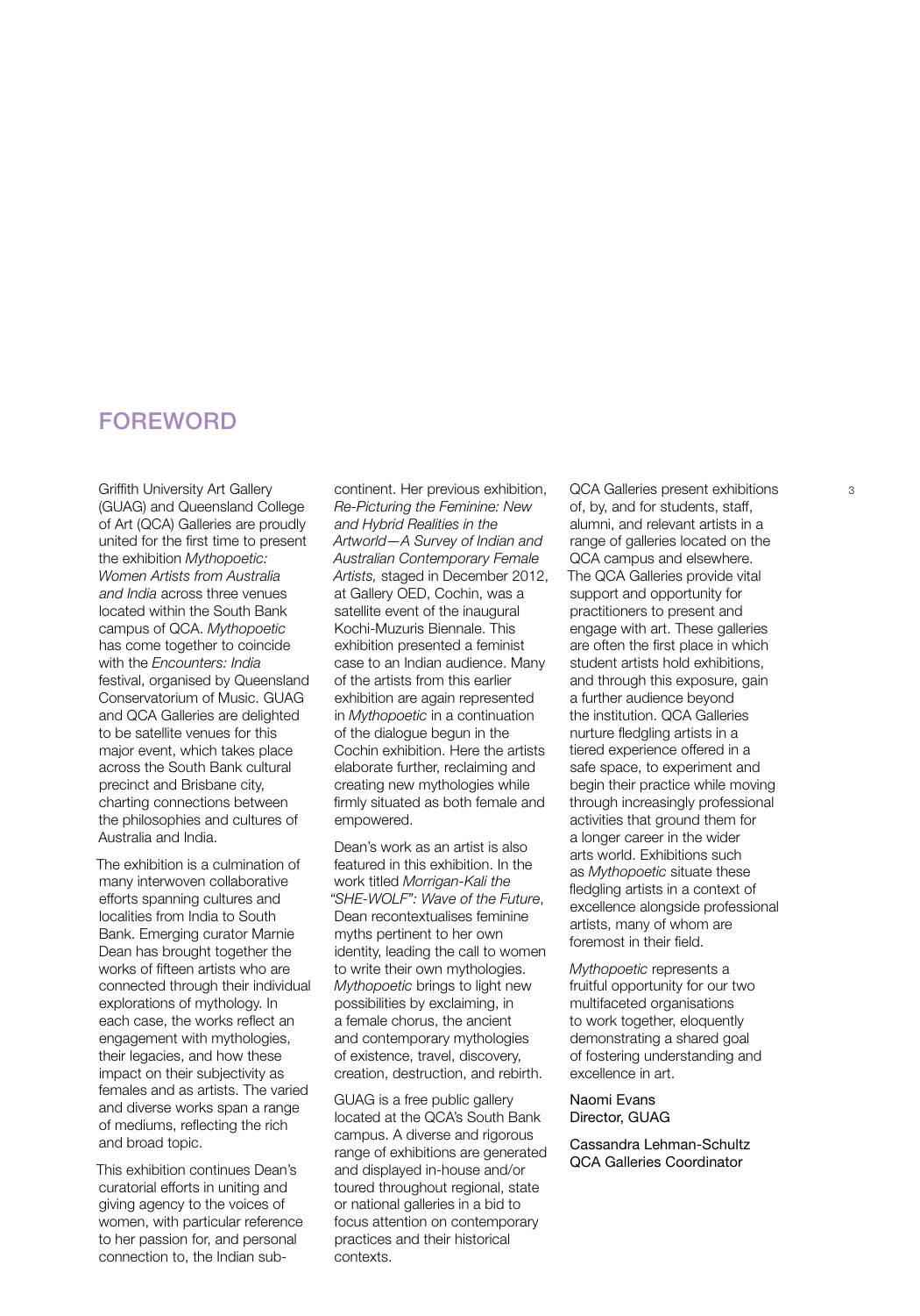# FOREWORD

Griffith University Art Gallery (GUAG) and Queensland College of Art (QCA) Galleries are proudly united for the first time to present the exhibition *Mythopoetic: Women Artists from Australia and India* across three venues located within the South Bank campus of QCA. *Mythopoetic* has come together to coincide with the *Encounters: India* festival, organised by Queensland Conservatorium of Music. GUAG and QCA Galleries are delighted to be satellite venues for this major event, which takes place across the South Bank cultural precinct and Brisbane city, charting connections between the philosophies and cultures of Australia and India.

The exhibition is a culmination of many interwoven collaborative efforts spanning cultures and localities from India to South Bank. Emerging curator Marnie Dean has brought together the works of fifteen artists who are connected through their individual explorations of mythology. In each case, the works reflect an engagement with mythologies, their legacies, and how these impact on their subjectivity as females and as artists. The varied and diverse works span a range of mediums, reflecting the rich and broad topic.

This exhibition continues Dean's curatorial efforts in uniting and giving agency to the voices of women, with particular reference to her passion for, and personal connection to, the Indian sub-continent. Her previous exhibition, *Re-Picturing the Feminine: New and Hybrid Realities in the Artworld—A Survey of Indian and Australian Contemporary Female Artists,* staged in December 2012, at Gallery OED, Cochin, was a satellite event of the inaugural Kochi-Muzuris Biennale. This exhibition presented a feminist case to an Indian audience. Many of the artists from this earlier exhibition are again represented in *Mythopoetic* in a continuation of the dialogue begun in the Cochin exhibition. Here the artists elaborate further, reclaiming and creating new mythologies while firmly situated as both female and empowered.

Dean's work as an artist is also featured in this exhibition. In the work titled *Morrigan-Kali the "SHE-WOLF": Wave of the Future*, Dean recontextualises feminine myths pertinent to her own identity, leading the call to women to write their own mythologies. *Mythopoetic* brings to light new possibilities by exclaiming, in a female chorus, the ancient and contemporary mythologies of existence, travel, discovery, creation, destruction, and rebirth.

GUAG is a free public gallery located at the QCA's South Bank campus. A diverse and rigorous range of exhibitions are generated and displayed in-house and/or toured throughout regional, state or national galleries in a bid to focus attention on contemporary practices and their historical contexts.

QCA Galleries present exhibitions of, by, and for students, staff, alumni, and relevant artists in a range of galleries located on the QCA campus and elsewhere. The QCA Galleries provide vital support and opportunity for practitioners to present and engage with art. These galleries are often the first place in which student artists hold exhibitions, and through this exposure, gain a further audience beyond the institution. QCA Galleries nurture fledgling artists in a tiered experience offered in a safe space, to experiment and begin their practice while moving through increasingly professional activities that ground them for a longer career in the wider arts world. Exhibitions such as *Mythopoetic* situate these fledgling artists in a context of excellence alongside professional artists, many of whom are foremost in their field.

*Mythopoetic* represents a fruitful opportunity for our two multifaceted organisations to work together, eloquently demonstrating a shared goal of fostering understanding and excellence in art.

Naomi Evans  
Director, GUAG

Cassandra Lehman-Schultz  
QCA Galleries Coordinator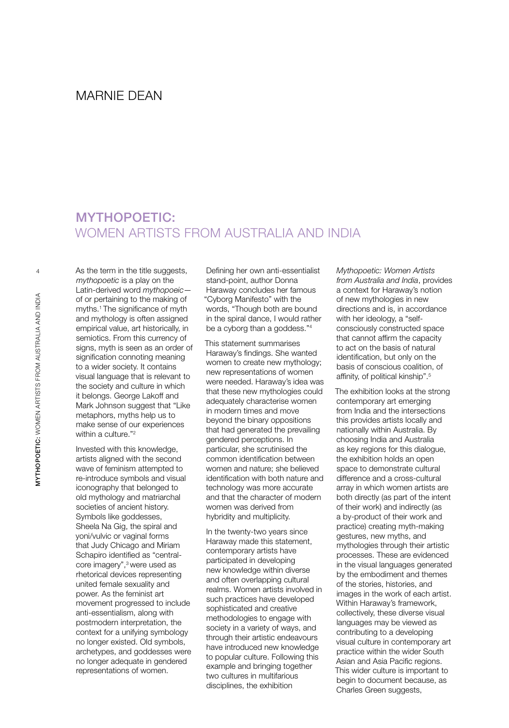# MARNIE DEAN

## MYTHOPOETIC: WOMEN ARTISTS FROM AUSTRALIA AND INDIA

As the term in the title suggests, *mythopoetic* is a play on the Latin-derived word *mythopoeic*—of or pertaining to the making of myths.[1] The significance of myth and mythology is often assigned empirical value, art historically, in semiotics. From this currency of signs, myth is seen as an order of signification connoting meaning to a wider society. It contains visual language that is relevant to the society and culture in which it belongs. George Lakoff and Mark Johnson suggest that "Like metaphors, myths help us to make sense of our experiences within a culture."[2]

Invested with this knowledge, artists aligned with the second wave of feminism attempted to re-introduce symbols and visual iconography that belonged to old mythology and matriarchal societies of ancient history. Symbols like goddesses, Sheela Na Gig, the spiral and yoni/vulvic or vaginal forms that Judy Chicago and Miriam Schapiro identified as "central-core imagery",[3] were used as rhetorical devices representing united female sexuality and power. As the feminist art movement progressed to include anti-essentialism, along with postmodern interpretation, the context for a unifying symbology no longer existed. Old symbols, archetypes, and goddesses were no longer adequate in gendered representations of women.

Defining her own anti-essentialist stand-point, author Donna Haraway concludes her famous "Cyborg Manifesto" with the words, "Though both are bound in the spiral dance, I would rather be a cyborg than a goddess."[4]

This statement summarises Haraway's findings. She wanted women to create new mythology; new representations of women were needed. Haraway's idea was that these new mythologies could adequately characterise women in modern times and move beyond the binary oppositions that had generated the prevailing gendered perceptions. In particular, she scrutinised the common identification between women and nature; she believed identification with both nature and technology was more accurate and that the character of modern women was derived from hybridity and multiplicity.

In the twenty-two years since Haraway made this statement, contemporary artists have participated in developing new knowledge within diverse and often overlapping cultural realms. Women artists involved in such practices have developed sophisticated and creative methodologies to engage with society in a variety of ways, and through their artistic endeavours have introduced new knowledge to popular culture. Following this example and bringing together two cultures in multifarious disciplines, the exhibition *Mythopoetic: Women Artists from Australia and India*, provides a context for Haraway's notion of new mythologies in new directions and is, in accordance with her ideology, a "self-consciously constructed space that cannot affirm the capacity to act on the basis of natural identification, but only on the basis of conscious coalition, of affinity, of political kinship".[5]

The exhibition looks at the strong contemporary art emerging from India and the intersections this provides artists locally and nationally within Australia. By choosing India and Australia as key regions for this dialogue, the exhibition holds an open space to demonstrate cultural difference and a cross-cultural array in which women artists are both directly (as part of the intent of their work) and indirectly (as a by-product of their work and practice) creating myth-making gestures, new myths, and mythologies through their artistic processes. These are evidenced in the visual languages generated by the embodiment and themes of the stories, histories, and images in the work of each artist. Within Haraway's framework, collectively, these diverse visual languages may be viewed as contributing to a developing visual culture in contemporary art practice within the wider South Asian and Asia Pacific regions. This wider culture is important to begin to document because, as Charles Green suggests,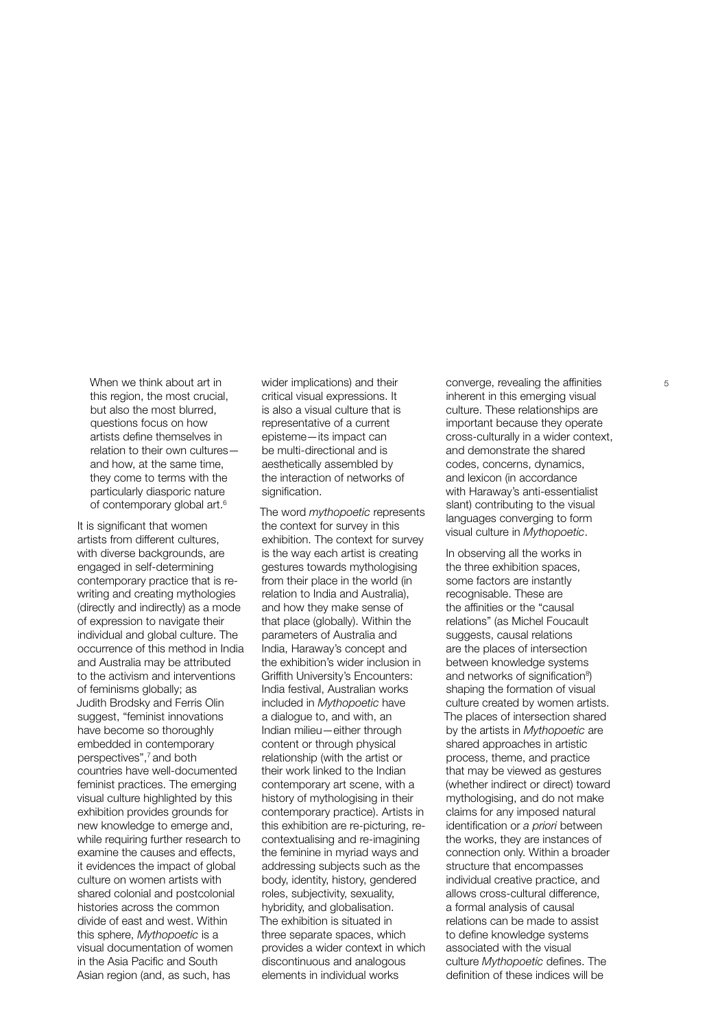> When we think about art in this region, the most crucial, but also the most blurred, questions focus on how artists define themselves in relation to their own cultures—and how, at the same time, they come to terms with the particularly diasporic nature of contemporary global art.[6]

It is significant that women artists from different cultures, with diverse backgrounds, are engaged in self-determining contemporary practice that is re-writing and creating mythologies (directly and indirectly) as a mode of expression to navigate their individual and global culture. The occurrence of this method in India and Australia may be attributed to the activism and interventions of feminisms globally; as Judith Brodsky and Ferris Olin suggest, "feminist innovations have become so thoroughly embedded in contemporary perspectives",[7] and both countries have well-documented feminist practices. The emerging visual culture highlighted by this exhibition provides grounds for new knowledge to emerge and, while requiring further research to examine the causes and effects, it evidences the impact of global culture on women artists with shared colonial and postcolonial histories across the common divide of east and west. Within this sphere, *Mythopoetic* is a visual documentation of women in the Asia Pacific and South Asian region (and, as such, has wider implications) and their critical visual expressions. It is also a visual culture that is representative of a current episteme—its impact can be multi-directional and is aesthetically assembled by the interaction of networks of signification.

The word *mythopoetic* represents the context for survey in this exhibition. The context for survey is the way each artist is creating gestures towards mythologising from their place in the world (in relation to India and Australia), and how they make sense of that place (globally). Within the parameters of Australia and India, Haraway's concept and the exhibition's wider inclusion in Griffith University's Encounters: India festival, Australian works included in *Mythopoetic* have a dialogue to, and with, an Indian milieu—either through content or through physical relationship (with the artist or their work linked to the Indian contemporary art scene, with a history of mythologising in their contemporary practice). Artists in this exhibition are re-picturing, re-contextualising and re-imagining the feminine in myriad ways and addressing subjects such as the body, identity, history, gendered roles, subjectivity, sexuality, hybridity, and globalisation. The exhibition is situated in three separate spaces, which provides a wider context in which discontinuous and analogous elements in individual works converge, revealing the affinities inherent in this emerging visual culture. These relationships are important because they operate cross-culturally in a wider context, and demonstrate the shared codes, concerns, dynamics, and lexicon (in accordance with Haraway's anti-essentialist slant) contributing to the visual languages converging to form visual culture in *Mythopoetic*.

In observing all the works in the three exhibition spaces, some factors are instantly recognisable. These are the affinities or the "causal relations" (as Michel Foucault suggests, causal relations are the places of intersection between knowledge systems and networks of signification[8]) shaping the formation of visual culture created by women artists. The places of intersection shared by the artists in *Mythopoetic* are shared approaches in artistic process, theme, and practice that may be viewed as gestures (whether indirect or direct) toward mythologising, and do not make claims for any imposed natural identification or *a priori* between the works, they are instances of connection only. Within a broader structure that encompasses individual creative practice, and allows cross-cultural difference, a formal analysis of causal relations can be made to assist to define knowledge systems associated with the visual culture *Mythopoetic* defines. The definition of these indices will be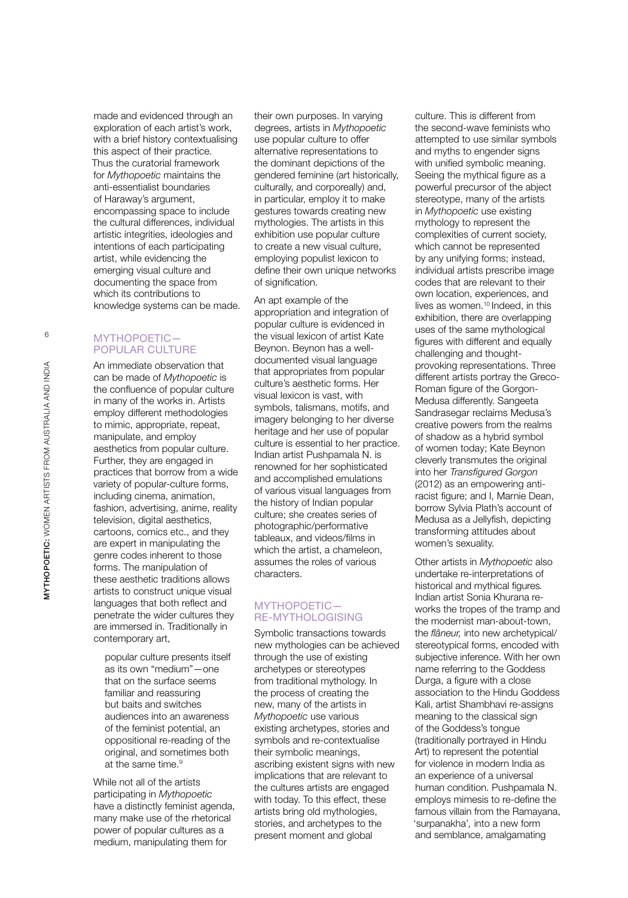made and evidenced through an exploration of each artist's work, with a brief history contextualising this aspect of their practice. Thus the curatorial framework for *Mythopoetic* maintains the anti-essentialist boundaries of Haraway's argument, encompassing space to include the cultural differences, individual artistic integrities, ideologies and intentions of each participating artist, while evidencing the emerging visual culture and documenting the space from which its contributions to knowledge systems can be made.

## MYTHOPOETIC— POPULAR CULTURE

An immediate observation that can be made of *Mythopoetic* is the confluence of popular culture in many of the works in. Artists employ different methodologies to mimic, appropriate, repeat, manipulate, and employ aesthetics from popular culture. Further, they are engaged in practices that borrow from a wide variety of popular-culture forms, including cinema, animation, fashion, advertising, anime, reality television, digital aesthetics, cartoons, comics etc., and they are expert in manipulating the genre codes inherent to those forms. The manipulation of these aesthetic traditions allows artists to construct unique visual languages that both reflect and penetrate the wider cultures they are immersed in. Traditionally in contemporary art,

> popular culture presents itself as its own "medium"—one that on the surface seems familiar and reassuring but baits and switches audiences into an awareness of the feminist potential, an oppositional re-reading of the original, and sometimes both at the same time.[9]

While not all of the artists participating in *Mythopoetic* have a distinctly feminist agenda, many make use of the rhetorical power of popular cultures as a medium, manipulating them for their own purposes. In varying degrees, artists in *Mythopoetic* use popular culture to offer alternative representations to the dominant depictions of the gendered feminine (art historically, culturally, and corporeally) and, in particular, employ it to make gestures towards creating new mythologies. The artists in this exhibition use popular culture to create a new visual culture, employing populist lexicon to define their own unique networks of signification.

An apt example of the appropriation and integration of popular culture is evidenced in the visual lexicon of artist Kate Beynon. Beynon has a well-documented visual language that appropriates from popular culture's aesthetic forms. Her visual lexicon is vast, with symbols, talismans, motifs, and imagery belonging to her diverse heritage and her use of popular culture is essential to her practice. Indian artist Pushpamala N. is renowned for her sophisticated and accomplished emulations of various visual languages from the history of Indian popular culture; she creates series of photographic/performative tableaux, and videos/films in which the artist, a chameleon, assumes the roles of various characters.

## MYTHOPOETIC— RE-MYTHOLOGISING

Symbolic transactions towards new mythologies can be achieved through the use of existing archetypes or stereotypes from traditional mythology. In the process of creating the new, many of the artists in *Mythopoetic* use various existing archetypes, stories and symbols and re-contextualise their symbolic meanings, ascribing existent signs with new implications that are relevant to the cultures artists are engaged with today. To this effect, these artists bring old mythologies, stories, and archetypes to the present moment and global culture. This is different from the second-wave feminists who attempted to use similar symbols and myths to engender signs with unified symbolic meaning. Seeing the mythical figure as a powerful precursor of the abject stereotype, many of the artists in *Mythopoetic* use existing mythology to represent the complexities of current society, which cannot be represented by any unifying forms; instead, individual artists prescribe image codes that are relevant to their own location, experiences, and lives as women.[10] Indeed, in this exhibition, there are overlapping uses of the same mythological figures with different and equally challenging and thought-provoking representations. Three different artists portray the Greco-Roman figure of the Gorgon-Medusa differently. Sangeeta Sandrasegar reclaims Medusa's creative powers from the realms of shadow as a hybrid symbol of women today; Kate Beynon cleverly transmutes the original into her *Transfigured Gorgon* (2012) as an empowering anti-racist figure; and I, Marnie Dean, borrow Sylvia Plath's account of Medusa as a Jellyfish, depicting transforming attitudes about women's sexuality.

Other artists in *Mythopoetic* also undertake re-interpretations of historical and mythical figures. Indian artist Sonia Khurana re-works the tropes of the tramp and the modernist man-about-town, the *flâneur,* into new archetypical/stereotypical forms, encoded with subjective inference. With her own name referring to the Goddess Durga, a figure with a close association to the Hindu Goddess Kali, artist Shambhavi re-assigns meaning to the classical sign of the Goddess's tongue (traditionally portrayed in Hindu Art) to represent the potential for violence in modern India as an experience of a universal human condition. Pushpamala N. employs mimesis to re-define the famous villain from the Ramayana, 'surpanakha', into a new form and semblance, amalgamating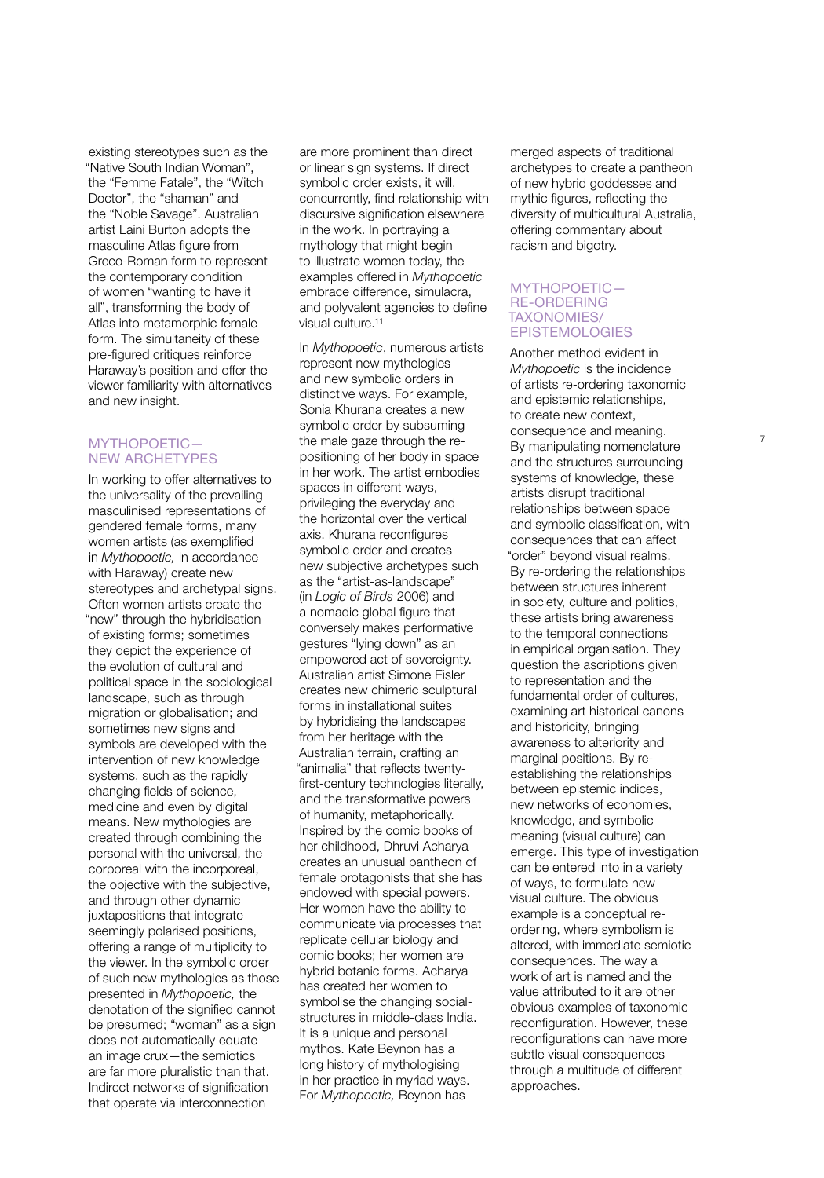existing stereotypes such as the "Native South Indian Woman", the "Femme Fatale", the "Witch Doctor", the "shaman" and the "Noble Savage". Australian artist Laini Burton adopts the masculine Atlas figure from Greco-Roman form to represent the contemporary condition of women "wanting to have it all", transforming the body of Atlas into metamorphic female form. The simultaneity of these pre-figured critiques reinforce Haraway's position and offer the viewer familiarity with alternatives and new insight.

## MYTHOPOETIC— NEW ARCHETYPES

In working to offer alternatives to the universality of the prevailing masculinised representations of gendered female forms, many women artists (as exemplified in *Mythopoetic,* in accordance with Haraway) create new stereotypes and archetypal signs. Often women artists create the "new" through the hybridisation of existing forms; sometimes they depict the experience of the evolution of cultural and political space in the sociological landscape, such as through migration or globalisation; and sometimes new signs and symbols are developed with the intervention of new knowledge systems, such as the rapidly changing fields of science, medicine and even by digital means. New mythologies are created through combining the personal with the universal, the corporeal with the incorporeal, the objective with the subjective, and through other dynamic juxtapositions that integrate seemingly polarised positions, offering a range of multiplicity to the viewer. In the symbolic order of such new mythologies as those presented in *Mythopoetic,* the denotation of the signified cannot be presumed; "woman" as a sign does not automatically equate an image crux—the semiotics are far more pluralistic than that. Indirect networks of signification that operate via interconnection are more prominent than direct or linear sign systems. If direct symbolic order exists, it will, concurrently, find relationship with discursive signification elsewhere in the work. In portraying a mythology that might begin to illustrate women today, the examples offered in *Mythopoetic* embrace difference, simulacra, and polyvalent agencies to define visual culture.[11]

In *Mythopoetic*, numerous artists represent new mythologies and new symbolic orders in distinctive ways. For example, Sonia Khurana creates a new symbolic order by subsuming the male gaze through the re-positioning of her body in space in her work. The artist embodies spaces in different ways, privileging the everyday and the horizontal over the vertical axis. Khurana reconfigures symbolic order and creates new subjective archetypes such as the "artist-as-landscape" (in *Logic of Birds* 2006) and a nomadic global figure that conversely makes performative gestures "lying down" as an empowered act of sovereignty. Australian artist Simone Eisler creates new chimeric sculptural forms in installational suites by hybridising the landscapes from her heritage with the Australian terrain, crafting an "animalia" that reflects twenty-first-century technologies literally, and the transformative powers of humanity, metaphorically. Inspired by the comic books of her childhood, Dhruvi Acharya creates an unusual pantheon of female protagonists that she has endowed with special powers. Her women have the ability to communicate via processes that replicate cellular biology and comic books; her women are hybrid botanic forms. Acharya has created her women to symbolise the changing social-structures in middle-class India. It is a unique and personal mythos. Kate Beynon has a long history of mythologising in her practice in myriad ways. For *Mythopoetic,* Beynon has merged aspects of traditional archetypes to create a pantheon of new hybrid goddesses and mythic figures, reflecting the diversity of multicultural Australia, offering commentary about racism and bigotry.

## MYTHOPOETIC— RE-ORDERING TAXONOMIES/ EPISTEMOLOGIES

Another method evident in *Mythopoetic* is the incidence of artists re-ordering taxonomic and epistemic relationships, to create new context, consequence and meaning. By manipulating nomenclature and the structures surrounding systems of knowledge, these artists disrupt traditional relationships between space and symbolic classification, with consequences that can affect "order" beyond visual realms. By re-ordering the relationships between structures inherent in society, culture and politics, these artists bring awareness to the temporal connections in empirical organisation. They question the ascriptions given to representation and the fundamental order of cultures, examining art historical canons and historicity, bringing awareness to alteriority and marginal positions. By re-establishing the relationships between epistemic indices, new networks of economies, knowledge, and symbolic meaning (visual culture) can emerge. This type of investigation can be entered into in a variety of ways, to formulate new visual culture. The obvious example is a conceptual re-ordering, where symbolism is altered, with immediate semiotic consequences. The way a work of art is named and the value attributed to it are other obvious examples of taxonomic reconfiguration. However, these reconfigurations can have more subtle visual consequences through a multitude of different approaches.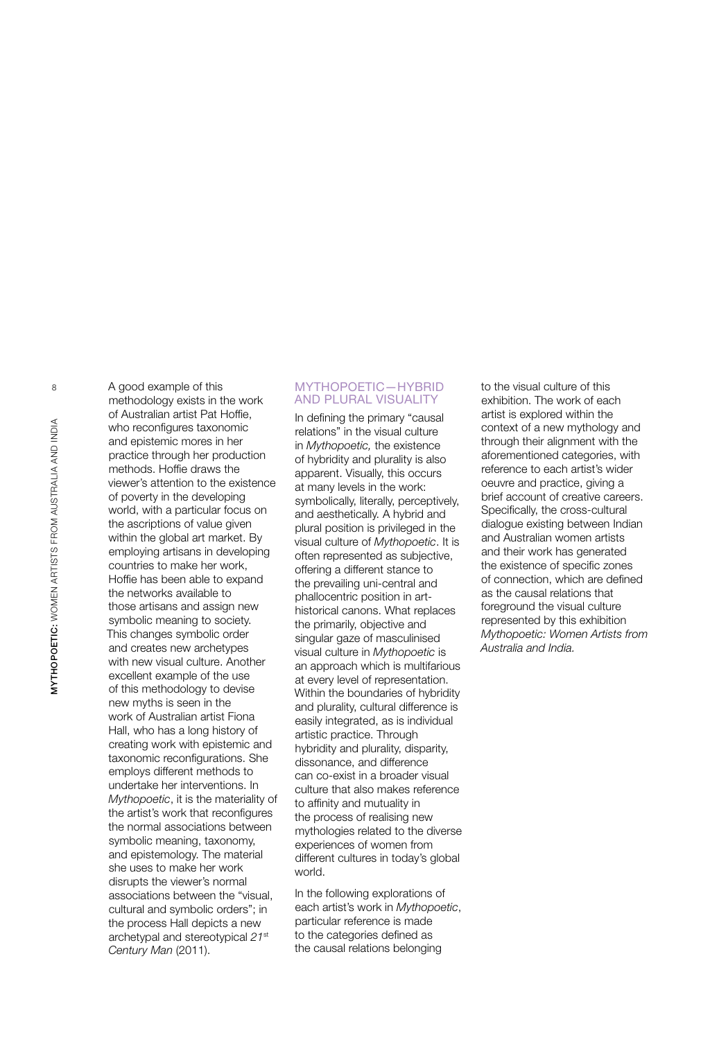A good example of this methodology exists in the work of Australian artist Pat Hoffie, who reconfigures taxonomic and epistemic mores in her practice through her production methods. Hoffie draws the viewer's attention to the existence of poverty in the developing world, with a particular focus on the ascriptions of value given within the global art market. By employing artisans in developing countries to make her work, Hoffie has been able to expand the networks available to those artisans and assign new symbolic meaning to society. This changes symbolic order and creates new archetypes with new visual culture. Another excellent example of the use of this methodology to devise new myths is seen in the work of Australian artist Fiona Hall, who has a long history of creating work with epistemic and taxonomic reconfigurations. She employs different methods to undertake her interventions. In *Mythopoetic*, it is the materiality of the artist's work that reconfigures the normal associations between symbolic meaning, taxonomy, and epistemology. The material she uses to make her work disrupts the viewer's normal associations between the "visual, cultural and symbolic orders"; in the process Hall depicts a new archetypal and stereotypical *21st Century Man* (2011).

## MYTHOPOETIC—HYBRID AND PLURAL VISUALITY

In defining the primary "causal relations" in the visual culture in *Mythopoetic,* the existence of hybridity and plurality is also apparent. Visually, this occurs at many levels in the work: symbolically, literally, perceptively, and aesthetically. A hybrid and plural position is privileged in the visual culture of *Mythopoetic*. It is often represented as subjective, offering a different stance to the prevailing uni-central and phallocentric position in art-historical canons. What replaces the primarily, objective and singular gaze of masculinised visual culture in *Mythopoetic* is an approach which is multifarious at every level of representation. Within the boundaries of hybridity and plurality, cultural difference is easily integrated, as is individual artistic practice. Through hybridity and plurality, disparity, dissonance, and difference can co-exist in a broader visual culture that also makes reference to affinity and mutuality in the process of realising new mythologies related to the diverse experiences of women from different cultures in today's global world.

In the following explorations of each artist's work in *Mythopoetic*, particular reference is made to the categories defined as the causal relations belonging to the visual culture of this exhibition. The work of each artist is explored within the context of a new mythology and through their alignment with the aforementioned categories, with reference to each artist's wider oeuvre and practice, giving a brief account of creative careers. Specifically, the cross-cultural dialogue existing between Indian and Australian women artists and their work has generated the existence of specific zones of connection, which are defined as the causal relations that foreground the visual culture represented by this exhibition *Mythopoetic: Women Artists from Australia and India.*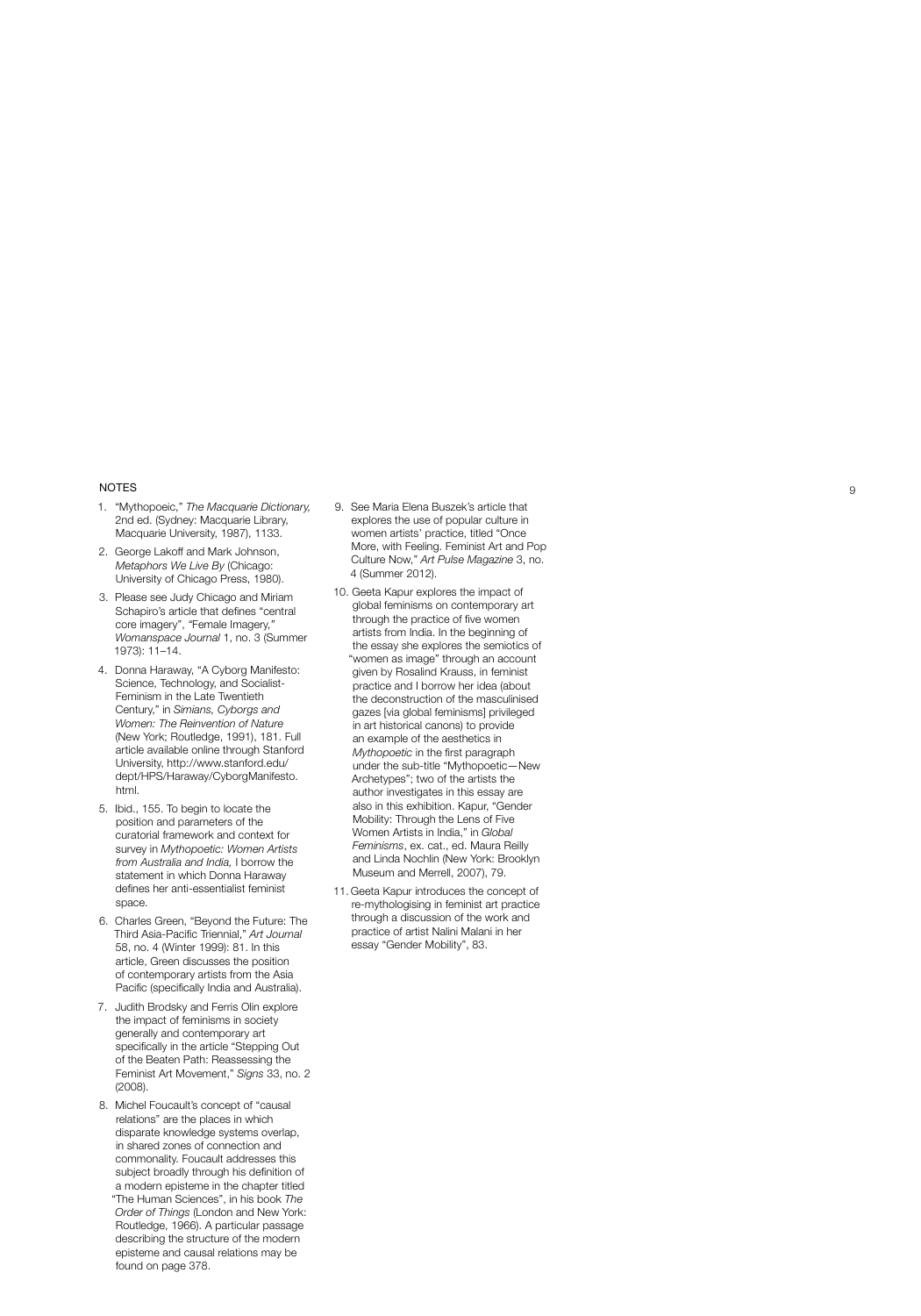## NOTES

1. "Mythopoeic," *The Macquarie Dictionary,* 2nd ed. (Sydney: Macquarie Library, Macquarie University, 1987), 1133.
2. George Lakoff and Mark Johnson, *Metaphors We Live By* (Chicago: University of Chicago Press, 1980).
3. Please see Judy Chicago and Miriam Schapiro's article that defines "central core imagery", "Female Imagery," *Womanspace Journal* 1, no. 3 (Summer 1973): 11–14.
4. Donna Haraway, "A Cyborg Manifesto: Science, Technology, and Socialist-Feminism in the Late Twentieth Century," in *Simians, Cyborgs and Women: The Reinvention of Nature* (New York; Routledge, 1991), 181. Full article available online through Stanford University, http://www.stanford.edu/dept/HPS/Haraway/CyborgManifesto.html.
5. Ibid., 155. To begin to locate the position and parameters of the curatorial framework and context for survey in *Mythopoetic: Women Artists from Australia and India,* I borrow the statement in which Donna Haraway defines her anti-essentialist feminist space.
6. Charles Green, "Beyond the Future: The Third Asia-Pacific Triennial," *Art Journal* 58, no. 4 (Winter 1999): 81. In this article, Green discusses the position of contemporary artists from the Asia Pacific (specifically India and Australia).
7. Judith Brodsky and Ferris Olin explore the impact of feminisms in society generally and contemporary art specifically in the article "Stepping Out of the Beaten Path: Reassessing the Feminist Art Movement," *Signs* 33, no. 2 (2008).
8. Michel Foucault's concept of "causal relations" are the places in which disparate knowledge systems overlap, in shared zones of connection and commonality. Foucault addresses this subject broadly through his definition of a modern episteme in the chapter titled "The Human Sciences", in his book *The Order of Things* (London and New York: Routledge, 1966). A particular passage describing the structure of the modern episteme and causal relations may be found on page 378.
9. See Maria Elena Buszek's article that explores the use of popular culture in women artists' practice, titled "Once More, with Feeling. Feminist Art and Pop Culture Now," *Art Pulse Magazine* 3, no. 4 (Summer 2012).
10. Geeta Kapur explores the impact of global feminisms on contemporary art through the practice of five women artists from India. In the beginning of the essay she explores the semiotics of "women as image" through an account given by Rosalind Krauss, in feminist practice and I borrow her idea (about the deconstruction of the masculinised gazes [via global feminisms] privileged in art historical canons) to provide an example of the aesthetics in *Mythopoetic* in the first paragraph under the sub-title "Mythopoetic—New Archetypes"; two of the artists the author investigates in this essay are also in this exhibition. Kapur, "Gender Mobility: Through the Lens of Five Women Artists in India," in *Global Feminisms*, ex. cat., ed. Maura Reilly and Linda Nochlin (New York: Brooklyn Museum and Merrell, 2007), 79.
11. Geeta Kapur introduces the concept of re-mythologising in feminist art practice through a discussion of the work and practice of artist Nalini Malani in her essay "Gender Mobility", 83.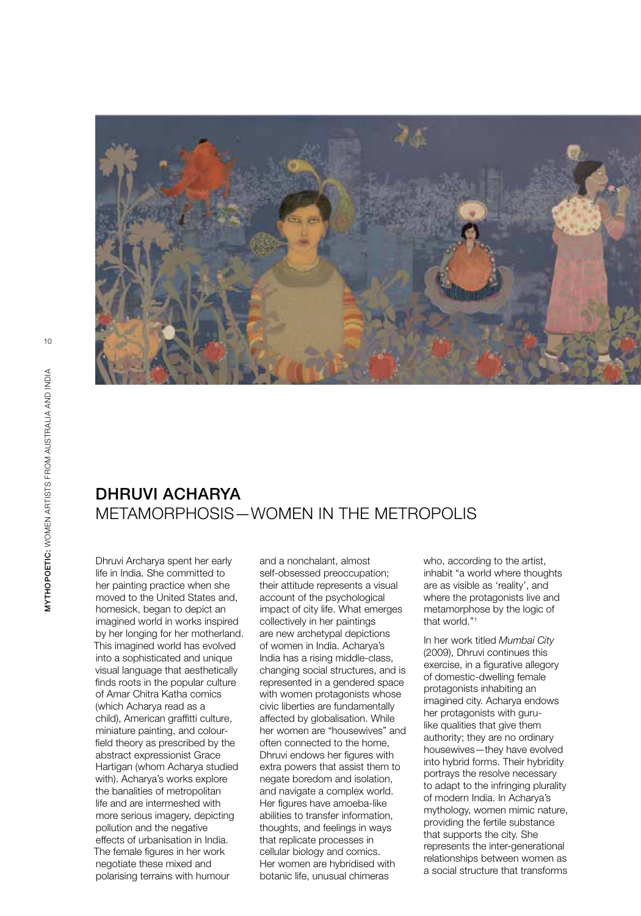## DHRUVI ACHARYA
## METAMORPHOSIS—WOMEN IN THE METROPOLIS

Dhruvi Archarya spent her early life in India. She committed to her painting practice when she moved to the United States and, homesick, began to depict an imagined world in works inspired by her longing for her motherland. This imagined world has evolved into a sophisticated and unique visual language that aesthetically finds roots in the popular culture of Amar Chitra Katha comics (which Acharya read as a child), American graffitti culture, miniature painting, and colour-field theory as prescribed by the abstract expressionist Grace Hartigan (whom Acharya studied with). Acharya's works explore the banalities of metropolitan life and are intermeshed with more serious imagery, depicting pollution and the negative effects of urbanisation in India. The female figures in her work negotiate these mixed and polarising terrains with humour and a nonchalant, almost self-obsessed preoccupation; their attitude represents a visual account of the psychological impact of city life. What emerges collectively in her paintings are new archetypal depictions of women in India. Acharya's India has a rising middle-class, changing social structures, and is represented in a gendered space with women protagonists whose civic liberties are fundamentally affected by globalisation. While her women are "housewives" and often connected to the home, Dhruvi endows her figures with extra powers that assist them to negate boredom and isolation, and navigate a complex world. Her figures have amoeba-like abilities to transfer information, thoughts, and feelings in ways that replicate processes in cellular biology and comics. Her women are hybridised with botanic life, unusual chimeras who, according to the artist, inhabit "a world where thoughts are as visible as 'reality', and where the protagonists live and metamorphose by the logic of that world."[1]

In her work titled *Mumbai City* (2009), Dhruvi continues this exercise, in a figurative allegory of domestic-dwelling female protagonists inhabiting an imagined city. Acharya endows her protagonists with guru-like qualities that give them authority; they are no ordinary housewives—they have evolved into hybrid forms. Their hybridity portrays the resolve necessary to adapt to the infringing plurality of modern India. In Acharya's mythology, women mimic nature, providing the fertile substance that supports the city. She represents the inter-generational relationships between women as a social structure that transforms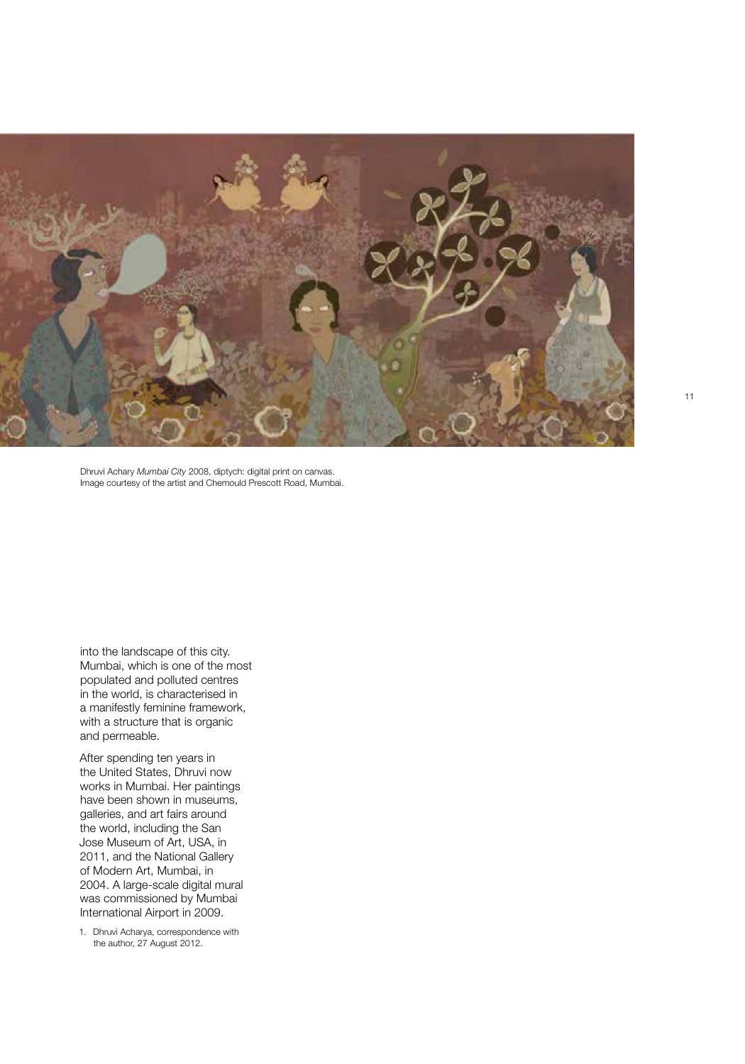Dhruvi Achary *Mumbai City* 2008, diptych: digital print on canvas.
Image courtesy of the artist and Chemould Prescott Road, Mumbai.

into the landscape of this city. Mumbai, which is one of the most populated and polluted centres in the world, is characterised in a manifestly feminine framework, with a structure that is organic and permeable.

After spending ten years in the United States, Dhruvi now works in Mumbai. Her paintings have been shown in museums, galleries, and art fairs around the world, including the San Jose Museum of Art, USA, in 2011, and the National Gallery of Modern Art, Mumbai, in 2004. A large-scale digital mural was commissioned by Mumbai International Airport in 2009.

1. Dhruvi Acharya, correspondence with the author, 27 August 2012.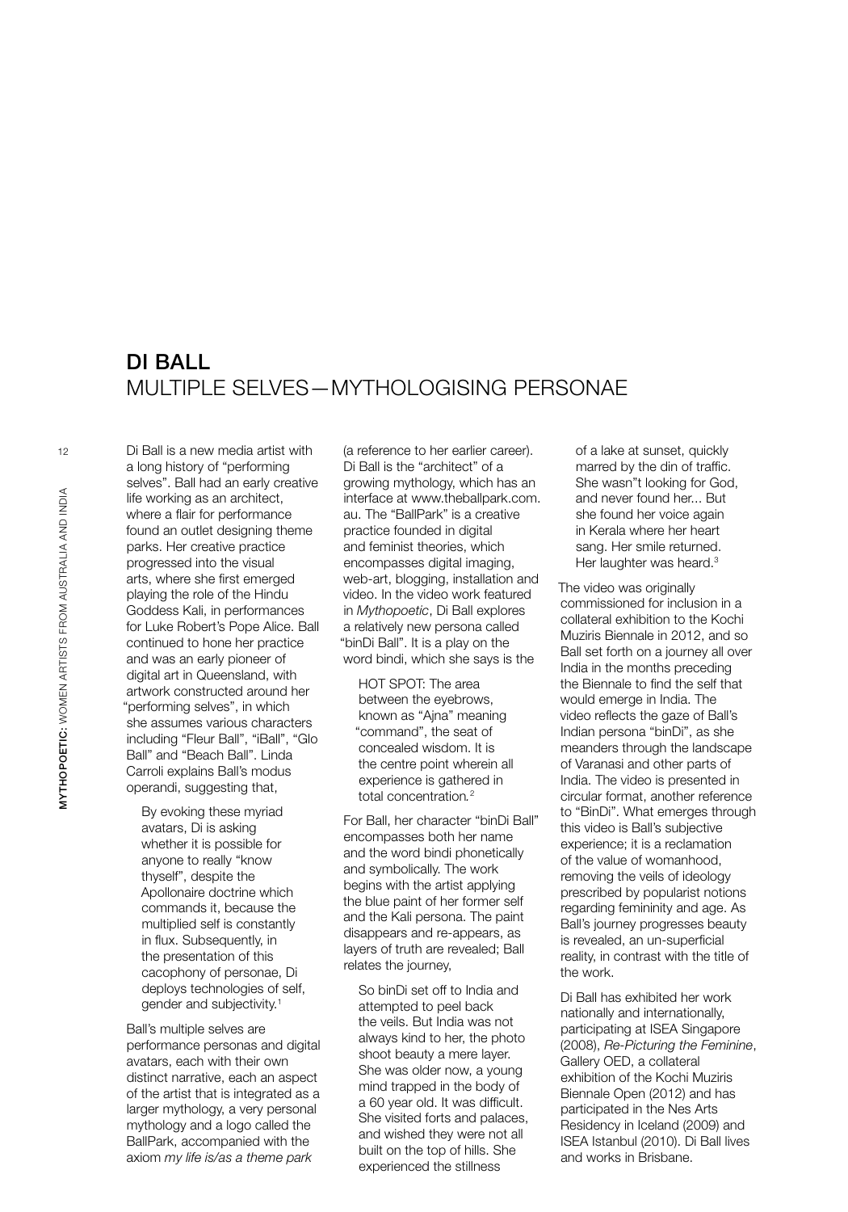# DI BALL

## MULTIPLE SELVES—MYTHOLOGISING PERSONAE

Di Ball is a new media artist with a long history of "performing selves". Ball had an early creative life working as an architect, where a flair for performance found an outlet designing theme parks. Her creative practice progressed into the visual arts, where she first emerged playing the role of the Hindu Goddess Kali, in performances for Luke Robert's Pope Alice. Ball continued to hone her practice and was an early pioneer of digital art in Queensland, with artwork constructed around her "performing selves", in which she assumes various characters including "Fleur Ball", "iBall", "Glo Ball" and "Beach Ball". Linda Carroli explains Ball's modus operandi, suggesting that,

> By evoking these myriad avatars, Di is asking whether it is possible for anyone to really "know thyself", despite the Apollonaire doctrine which commands it, because the multiplied self is constantly in flux. Subsequently, in the presentation of this cacophony of personae, Di deploys technologies of self, gender and subjectivity.[1]

Ball's multiple selves are performance personas and digital avatars, each with their own distinct narrative, each an aspect of the artist that is integrated as a larger mythology, a very personal mythology and a logo called the BallPark, accompanied with the axiom *my life is/as a theme park* (a reference to her earlier career). Di Ball is the "architect" of a growing mythology, which has an interface at www.theballpark.com.au. The "BallPark" is a creative practice founded in digital and feminist theories, which encompasses digital imaging, web-art, blogging, installation and video. In the video work featured in *Mythopoetic*, Di Ball explores a relatively new persona called "binDi Ball". It is a play on the word bindi, which she says is the

> HOT SPOT: The area between the eyebrows, known as "Ajna" meaning "command", the seat of concealed wisdom. It is the centre point wherein all experience is gathered in total concentration.[2]

For Ball, her character "binDi Ball" encompasses both her name and the word bindi phonetically and symbolically. The work begins with the artist applying the blue paint of her former self and the Kali persona. The paint disappears and re-appears, as layers of truth are revealed; Ball relates the journey,

> So binDi set off to India and attempted to peel back the veils. But India was not always kind to her, the photo shoot beauty a mere layer. She was older now, a young mind trapped in the body of a 60 year old. It was difficult. She visited forts and palaces, and wished they were not all built on the top of hills. She experienced the stillness of a lake at sunset, quickly marred by the din of traffic. She wasn"t looking for God, and never found her... But she found her voice again in Kerala where her heart sang. Her smile returned. Her laughter was heard.[3]

The video was originally commissioned for inclusion in a collateral exhibition to the Kochi Muziris Biennale in 2012, and so Ball set forth on a journey all over India in the months preceding the Biennale to find the self that would emerge in India. The video reflects the gaze of Ball's Indian persona "binDi", as she meanders through the landscape of Varanasi and other parts of India. The video is presented in circular format, another reference to "BinDi". What emerges through this video is Ball's subjective experience; it is a reclamation of the value of womanhood, removing the veils of ideology prescribed by popularist notions regarding femininity and age. As Ball's journey progresses beauty is revealed, an un-superficial reality, in contrast with the title of the work.

Di Ball has exhibited her work nationally and internationally, participating at ISEA Singapore (2008), *Re-Picturing the Feminine*, Gallery OED, a collateral exhibition of the Kochi Muziris Biennale Open (2012) and has participated in the Nes Arts Residency in Iceland (2009) and ISEA Istanbul (2010). Di Ball lives and works in Brisbane.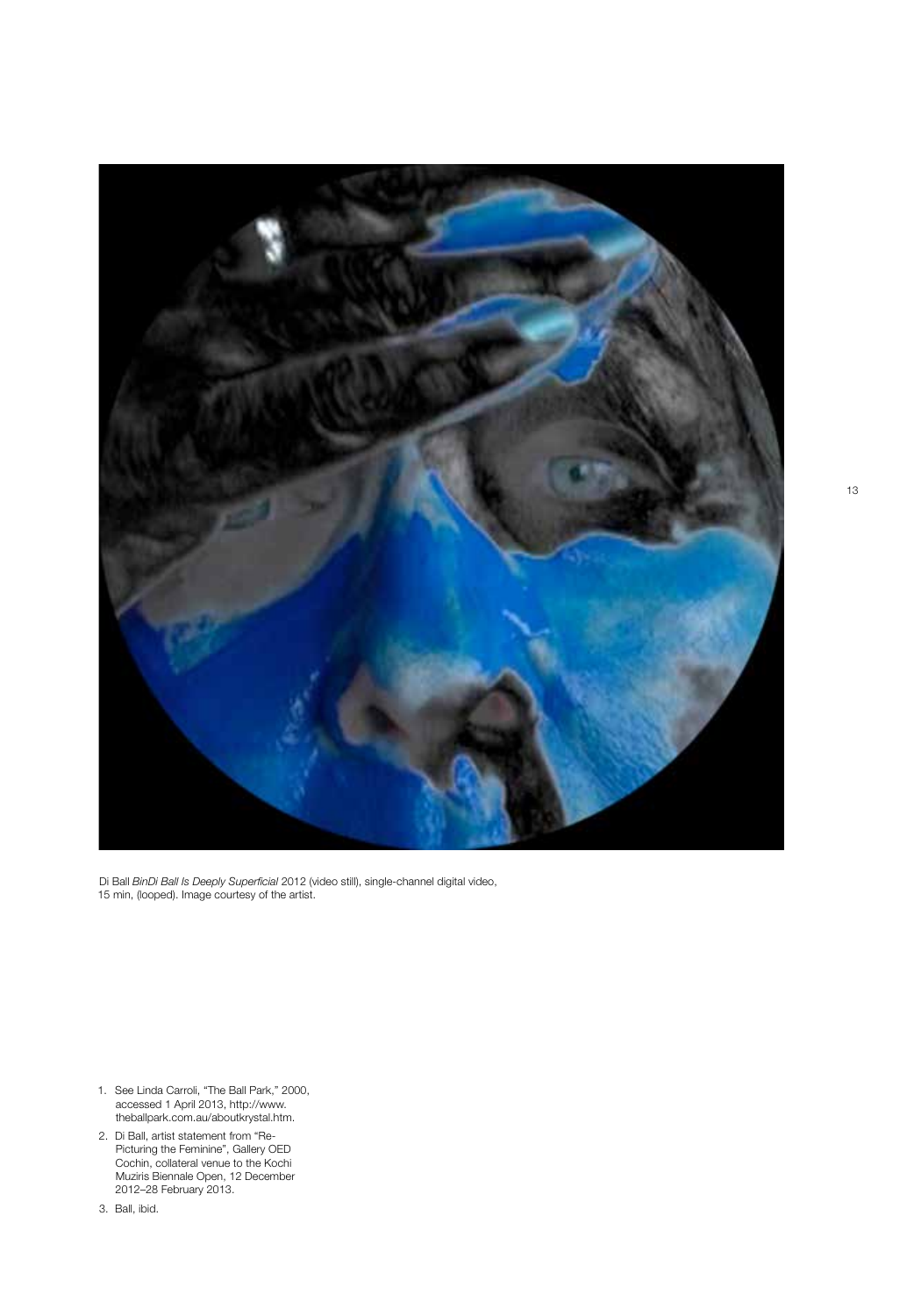Di Ball *BinDi Ball Is Deeply Superficial* 2012 (video still), single-channel digital video, 15 min, (looped). Image courtesy of the artist.

1. See Linda Carroli, "The Ball Park," 2000, accessed 1 April 2013, http://www.theballpark.com.au/aboutkrystal.htm.
2. Di Ball, artist statement from "Re-Picturing the Feminine", Gallery OED Cochin, collateral venue to the Kochi Muziris Biennale Open, 12 December 2012–28 February 2013.
3. Ball, ibid.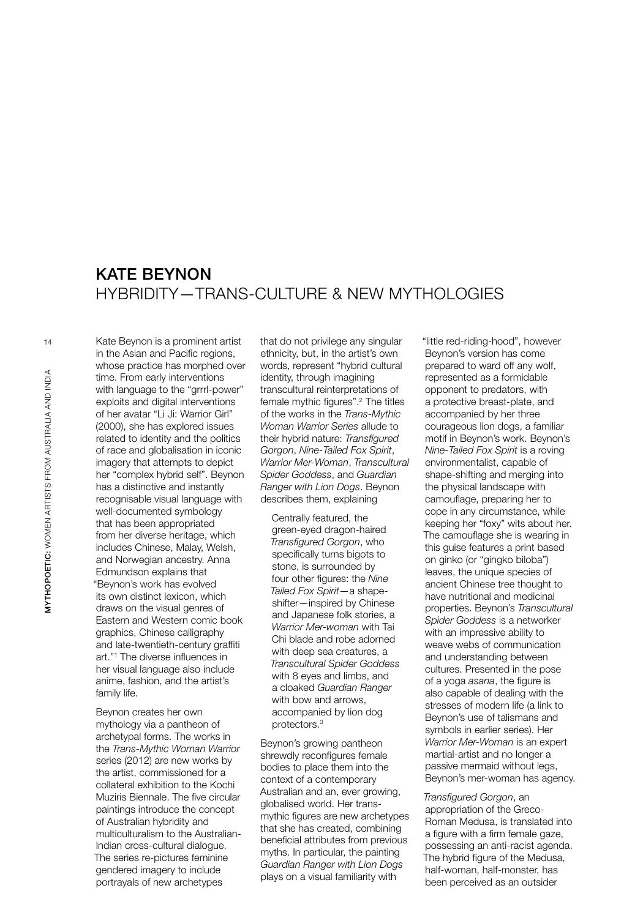# KATE BEYNON
## HYBRIDITY—TRANS-CULTURE & NEW MYTHOLOGIES

Kate Beynon is a prominent artist in the Asian and Pacific regions, whose practice has morphed over time. From early interventions with language to the "grrrl-power" exploits and digital interventions of her avatar "Li Ji: Warrior Girl" (2000), she has explored issues related to identity and the politics of race and globalisation in iconic imagery that attempts to depict her "complex hybrid self". Beynon has a distinctive and instantly recognisable visual language with well-documented symbology that has been appropriated from her diverse heritage, which includes Chinese, Malay, Welsh, and Norwegian ancestry. Anna Edmundson explains that "Beynon's work has evolved its own distinct lexicon, which draws on the visual genres of Eastern and Western comic book graphics, Chinese calligraphy and late-twentieth-century graffiti art."[1] The diverse influences in her visual language also include anime, fashion, and the artist's family life.

Beynon creates her own mythology via a pantheon of archetypal forms. The works in the *Trans-Mythic Woman Warrior* series (2012) are new works by the artist, commissioned for a collateral exhibition to the Kochi Muziris Biennale. The five circular paintings introduce the concept of Australian hybridity and multiculturalism to the Australian-Indian cross-cultural dialogue. The series re-pictures feminine gendered imagery to include portrayals of new archetypes that do not privilege any singular ethnicity, but, in the artist's own words, represent "hybrid cultural identity, through imagining transcultural reinterpretations of female mythic figures".[2] The titles of the works in the *Trans-Mythic Woman Warrior Series* allude to their hybrid nature: *Transfigured Gorgon*, *Nine-Tailed Fox Spirit*, *Warrior Mer-Woman*, *Transcultural Spider Goddess*, and *Guardian Ranger with Lion Dogs*. Beynon describes them, explaining

> Centrally featured, the green-eyed dragon-haired *Transfigured Gorgon*, who specifically turns bigots to stone, is surrounded by four other figures: the *Nine Tailed Fox Spirit*—a shape-shifter—inspired by Chinese and Japanese folk stories, a *Warrior Mer-woman* with Tai Chi blade and robe adorned with deep sea creatures, a *Transcultural Spider Goddess* with 8 eyes and limbs, and a cloaked *Guardian Ranger* with bow and arrows, accompanied by lion dog protectors.[3]

Beynon's growing pantheon shrewdly reconfigures female bodies to place them into the context of a contemporary Australian and an, ever growing, globalised world. Her trans-mythic figures are new archetypes that she has created, combining beneficial attributes from previous myths. In particular, the painting *Guardian Ranger with Lion Dogs* plays on a visual familiarity with "little red-riding-hood", however Beynon's version has come prepared to ward off any wolf, represented as a formidable opponent to predators, with a protective breast-plate, and accompanied by her three courageous lion dogs, a familiar motif in Beynon's work. Beynon's *Nine-Tailed Fox Spirit* is a roving environmentalist, capable of shape-shifting and merging into the physical landscape with camouflage, preparing her to cope in any circumstance, while keeping her "foxy" wits about her. The camouflage she is wearing in this guise features a print based on ginko (or "gingko biloba") leaves, the unique species of ancient Chinese tree thought to have nutritional and medicinal properties. Beynon's *Transcultural Spider Goddess* is a networker with an impressive ability to weave webs of communication and understanding between cultures. Presented in the pose of a yoga *asana*, the figure is also capable of dealing with the stresses of modern life (a link to Beynon's use of talismans and symbols in earlier series). Her *Warrior Mer-Woman* is an expert martial-artist and no longer a passive mermaid without legs, Beynon's mer-woman has agency.

*Transfigured Gorgon*, an appropriation of the Greco-Roman Medusa, is translated into a figure with a firm female gaze, possessing an anti-racist agenda. The hybrid figure of the Medusa, half-woman, half-monster, has been perceived as an outsider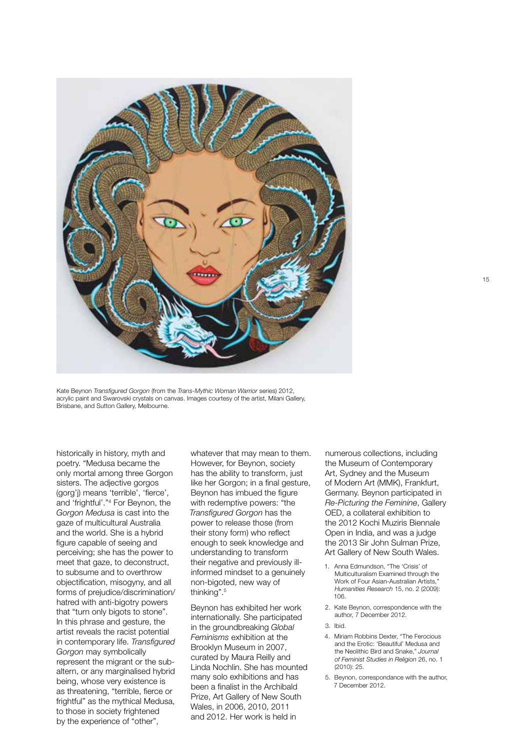Kate Beynon *Transfigured Gorgon* (from the *Trans-Mythic Woman Warrior* series) 2012, acrylic paint and Swarovski crystals on canvas. Images courtesy of the artist, Milani Gallery, Brisbane, and Sutton Gallery, Melbourne.

historically in history, myth and poetry. "Medusa became the only mortal among three Gorgon sisters. The adjective gorgos (gorg'j) means 'terrible', 'fierce', and 'frightful'."[4] For Beynon, the *Gorgon Medusa* is cast into the gaze of multicultural Australia and the world. She is a hybrid figure capable of seeing and perceiving; she has the power to meet that gaze, to deconstruct, to subsume and to overthrow objectification, misogyny, and all forms of prejudice/discrimination/hatred with anti-bigotry powers that "turn only bigots to stone". In this phrase and gesture, the artist reveals the racist potential in contemporary life. *Transfigured Gorgon* may symbolically represent the migrant or the sub-altern, or any marginalised hybrid being, whose very existence is as threatening, "terrible, fierce or frightful" as the mythical Medusa, to those in society frightened by the experience of "other", whatever that may mean to them. However, for Beynon, society has the ability to transform, just like her Gorgon; in a final gesture, Beynon has imbued the figure with redemptive powers: "the *Transfigured Gorgon* has the power to release those (from their stony form) who reflect enough to seek knowledge and understanding to transform their negative and previously ill-informed mindset to a genuinely non-bigoted, new way of thinking".[5]

Beynon has exhibited her work internationally. She participated in the groundbreaking *Global Feminisms* exhibition at the Brooklyn Museum in 2007, curated by Maura Reilly and Linda Nochlin. She has mounted many solo exhibitions and has been a finalist in the Archibald Prize, Art Gallery of New South Wales, in 2006, 2010, 2011 and 2012. Her work is held in numerous collections, including the Museum of Contemporary Art, Sydney and the Museum of Modern Art (MMK), Frankfurt, Germany. Beynon participated in *Re-Picturing the Feminine*, Gallery OED, a collateral exhibition to the 2012 Kochi Muziris Biennale Open in India, and was a judge the 2013 Sir John Sulman Prize, Art Gallery of New South Wales.

1. Anna Edmundson, "The 'Crisis' of Multiculturalism Examined through the Work of Four Asian-Australian Artists," *Humanities Research* 15, no. 2 (2009): 106.
2. Kate Beynon, correspondence with the author, 7 December 2012.
3. Ibid.
4. Miriam Robbins Dexter, "The Ferocious and the Erotic: 'Beautiful' Medusa and the Neolithic Bird and Snake," *Journal of Feminist Studies in Religion* 26, no. 1 (2010): 25.
5. Beynon, correspondance with the author, 7 December 2012.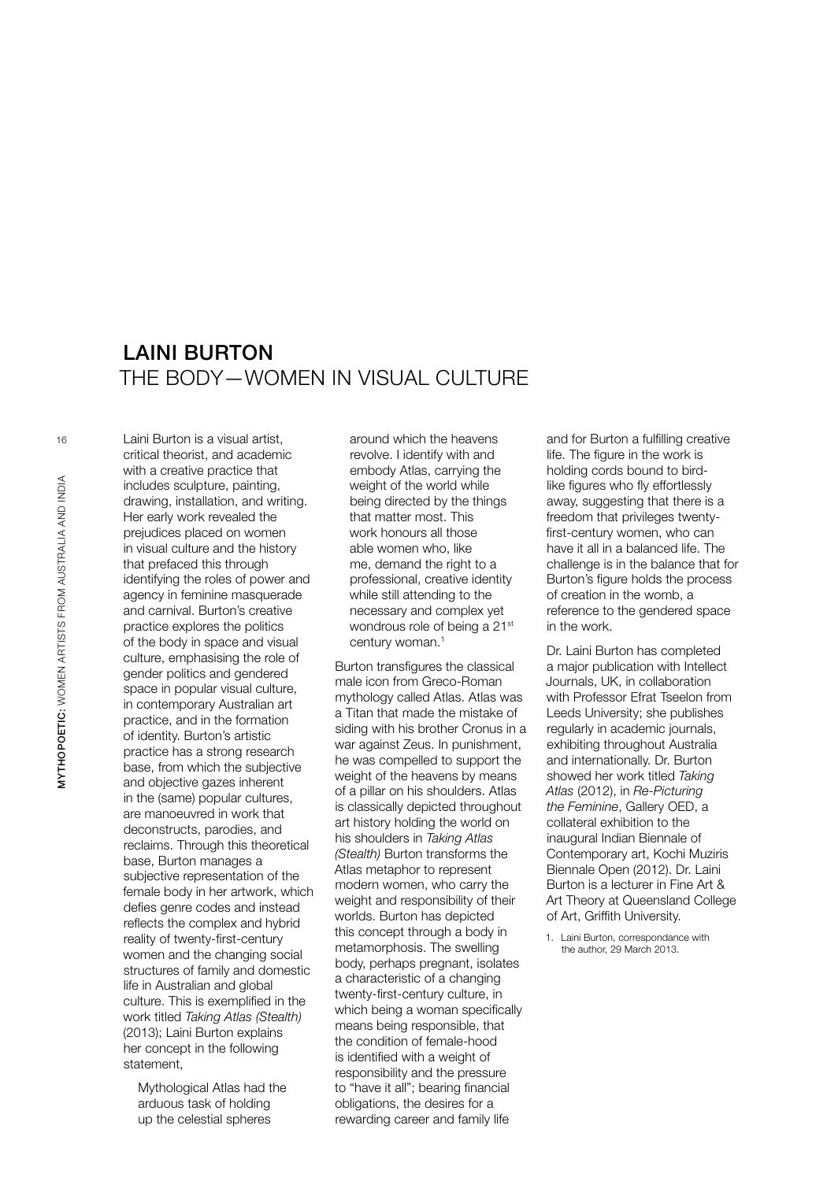# LAINI BURTON
## THE BODY—WOMEN IN VISUAL CULTURE

Laini Burton is a visual artist, critical theorist, and academic with a creative practice that includes sculpture, painting, drawing, installation, and writing. Her early work revealed the prejudices placed on women in visual culture and the history that prefaced this through identifying the roles of power and agency in feminine masquerade and carnival. Burton's creative practice explores the politics of the body in space and visual culture, emphasising the role of gender politics and gendered space in popular visual culture, in contemporary Australian art practice, and in the formation of identity. Burton's artistic practice has a strong research base, from which the subjective and objective gazes inherent in the (same) popular cultures, are manoeuvred in work that deconstructs, parodies, and reclaims. Through this theoretical base, Burton manages a subjective representation of the female body in her artwork, which defies genre codes and instead reflects the complex and hybrid reality of twenty-first-century women and the changing social structures of family and domestic life in Australian and global culture. This is exemplified in the work titled *Taking Atlas (Stealth)* (2013); Laini Burton explains her concept in the following statement,

> Mythological Atlas had the arduous task of holding up the celestial spheres around which the heavens revolve. I identify with and embody Atlas, carrying the weight of the world while being directed by the things that matter most. This work honours all those able women who, like me, demand the right to a professional, creative identity while still attending to the necessary and complex yet wondrous role of being a 21st century woman.[1]

Burton transfigures the classical male icon from Greco-Roman mythology called Atlas. Atlas was a Titan that made the mistake of siding with his brother Cronus in a war against Zeus. In punishment, he was compelled to support the weight of the heavens by means of a pillar on his shoulders. Atlas is classically depicted throughout art history holding the world on his shoulders in *Taking Atlas (Stealth)* Burton transforms the Atlas metaphor to represent modern women, who carry the weight and responsibility of their worlds. Burton has depicted this concept through a body in metamorphosis. The swelling body, perhaps pregnant, isolates a characteristic of a changing twenty-first-century culture, in which being a woman specifically means being responsible, that the condition of female-hood is identified with a weight of responsibility and the pressure to "have it all"; bearing financial obligations, the desires for a rewarding career and family life and for Burton a fulfilling creative life. The figure in the work is holding cords bound to bird-like figures who fly effortlessly away, suggesting that there is a freedom that privileges twenty-first-century women, who can have it all in a balanced life. The challenge is in the balance that for Burton's figure holds the process of creation in the womb, a reference to the gendered space in the work.

Dr. Laini Burton has completed a major publication with Intellect Journals, UK, in collaboration with Professor Efrat Tseelon from Leeds University; she publishes regularly in academic journals, exhibiting throughout Australia and internationally. Dr. Burton showed her work titled *Taking Atlas* (2012), in *Re-Picturing the Feminine*, Gallery OED, a collateral exhibition to the inaugural Indian Biennale of Contemporary art, Kochi Muziris Biennale Open (2012). Dr. Laini Burton is a lecturer in Fine Art & Art Theory at Queensland College of Art, Griffith University.

1. Laini Burton, correspondance with the author, 29 March 2013.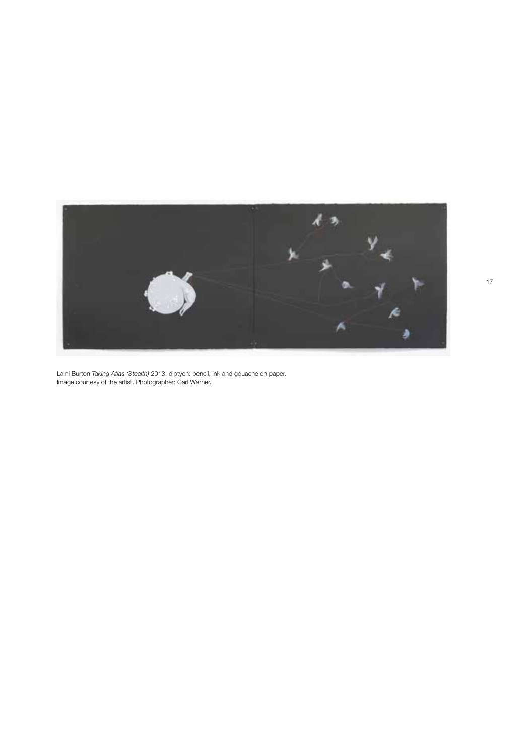Laini Burton *Taking Atlas (Stealth)* 2013, diptych: pencil, ink and gouache on paper.
Image courtesy of the artist. Photographer: Carl Warner.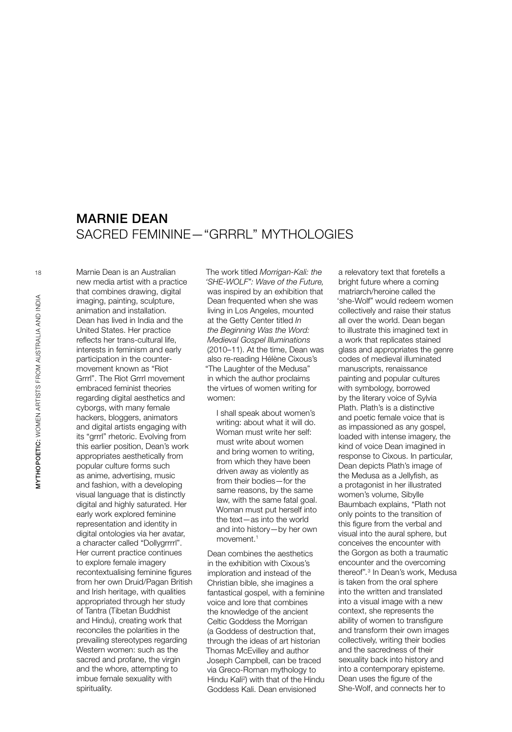# MARNIE DEAN

## SACRED FEMININE—"GRRRL" MYTHOLOGIES

Marnie Dean is an Australian new media artist with a practice that combines drawing, digital imaging, painting, sculpture, animation and installation. Dean has lived in India and the United States. Her practice reflects her trans-cultural life, interests in feminism and early participation in the counter-movement known as "Riot Grrrl". The Riot Grrrl movement embraced feminist theories regarding digital aesthetics and cyborgs, with many female hackers, bloggers, animators and digital artists engaging with its "grrrl" rhetoric. Evolving from this earlier position, Dean's work appropriates aesthetically from popular culture forms such as anime, advertising, music and fashion, with a developing visual language that is distinctly digital and highly saturated. Her early work explored feminine representation and identity in digital ontologies via her avatar, a character called "Dollygrrrrl". Her current practice continues to explore female imagery recontextualising feminine figures from her own Druid/Pagan British and Irish heritage, with qualities appropriated through her study of Tantra (Tibetan Buddhist and Hindu), creating work that reconciles the polarities in the prevailing stereotypes regarding Western women: such as the sacred and profane, the virgin and the whore, attempting to imbue female sexuality with spirituality.

The work titled *Morrigan-Kali: the 'SHE-WOLF": Wave of the Future,* was inspired by an exhibition that Dean frequented when she was living in Los Angeles, mounted at the Getty Center titled *In the Beginning Was the Word: Medieval Gospel Illuminations* (2010–11). At the time, Dean was also re-reading Hélène Cixous's "The Laughter of the Medusa" in which the author proclaims the virtues of women writing for women:

> I shall speak about women's writing: about what it will do. Woman must write her self: must write about women and bring women to writing, from which they have been driven away as violently as from their bodies—for the same reasons, by the same law, with the same fatal goal. Woman must put herself into the text—as into the world and into history—by her own movement.[1]

Dean combines the aesthetics in the exhibition with Cixous's imploration and instead of the Christian bible, she imagines a fantastical gospel, with a feminine voice and lore that combines the knowledge of the ancient Celtic Goddess the Morrigan (a Goddess of destruction that, through the ideas of art historian Thomas McEvilley and author Joseph Campbell, can be traced via Greco-Roman mythology to Hindu Kali[2]) with that of the Hindu Goddess Kali. Dean envisioned a relevatory text that foretells a bright future where a coming matriarch/heroine called the 'she-Wolf' would redeem women collectively and raise their status all over the world. Dean began to illustrate this imagined text in a work that replicates stained glass and appropriates the genre codes of medieval illuminated manuscripts, renaissance painting and popular cultures with symbology, borrowed by the literary voice of Sylvia Plath. Plath's is a distinctive and poetic female voice that is as impassioned as any gospel, loaded with intense imagery, the kind of voice Dean imagined in response to Cixous. In particular, Dean depicts Plath's image of the Medusa as a Jellyfish, as a protagonist in her illustrated women's volume, Sibylle Baumbach explains, "Plath not only points to the transition of this figure from the verbal and visual into the aural sphere, but conceives the encounter with the Gorgon as both a traumatic encounter and the overcoming thereof".[3] In Dean's work, Medusa is taken from the oral sphere into the written and translated into a visual image with a new context, she represents the ability of women to transfigure and transform their own images collectively, writing their bodies and the sacredness of their sexuality back into history and into a contemporary episteme. Dean uses the figure of the She-Wolf, and connects her to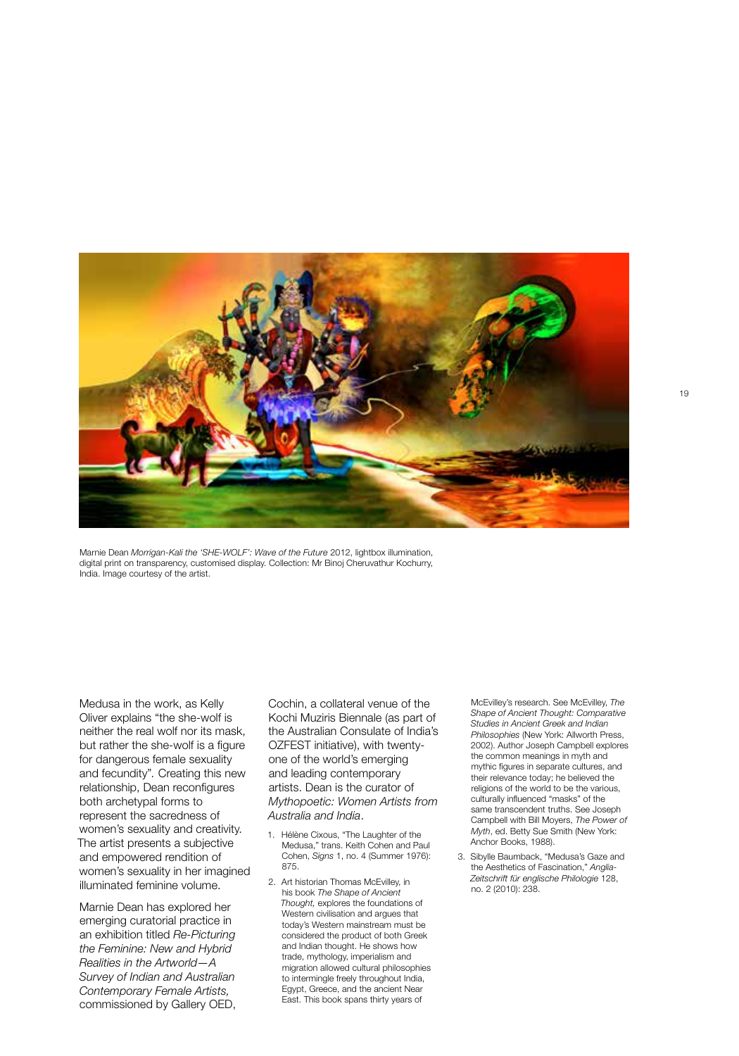Marnie Dean *Morrigan-Kali the 'SHE-WOLF': Wave of the Future* 2012, lightbox illumination, digital print on transparency, customised display. Collection: Mr Binoj Cheruvathur Kochurry, India. Image courtesy of the artist.

Medusa in the work, as Kelly Oliver explains "the she-wolf is neither the real wolf nor its mask, but rather the she-wolf is a figure for dangerous female sexuality and fecundity". Creating this new relationship, Dean reconfigures both archetypal forms to represent the sacredness of women's sexuality and creativity. The artist presents a subjective and empowered rendition of women's sexuality in her imagined illuminated feminine volume.

Marnie Dean has explored her emerging curatorial practice in an exhibition titled *Re-Picturing the Feminine: New and Hybrid Realities in the Artworld—A Survey of Indian and Australian Contemporary Female Artists,* commissioned by Gallery OED, Cochin, a collateral venue of the Kochi Muziris Biennale (as part of the Australian Consulate of India's OZFEST initiative), with twenty-one of the world's emerging and leading contemporary artists. Dean is the curator of *Mythopoetic: Women Artists from Australia and India*.

1. Hélène Cixous, "The Laughter of the Medusa," trans. Keith Cohen and Paul Cohen, *Signs* 1, no. 4 (Summer 1976): 875.
2. Art historian Thomas McEvilley, in his book *The Shape of Ancient Thought,* explores the foundations of Western civilisation and argues that today's Western mainstream must be considered the product of both Greek and Indian thought. He shows how trade, mythology, imperialism and migration allowed cultural philosophies to intermingle freely throughout India, Egypt, Greece, and the ancient Near East. This book spans thirty years of McEvilley's research. See McEvilley, *The Shape of Ancient Thought: Comparative Studies in Ancient Greek and Indian Philosophies* (New York: Allworth Press, 2002). Author Joseph Campbell explores the common meanings in myth and mythic figures in separate cultures, and their relevance today; he believed the religions of the world to be the various, culturally influenced "masks" of the same transcendent truths. See Joseph Campbell with Bill Moyers, *The Power of Myth*, ed. Betty Sue Smith (New York: Anchor Books, 1988).
3. Sibylle Baumback, "Medusa's Gaze and the Aesthetics of Fascination," *Anglia-Zeitschrift für englische Philologie* 128, no. 2 (2010): 238.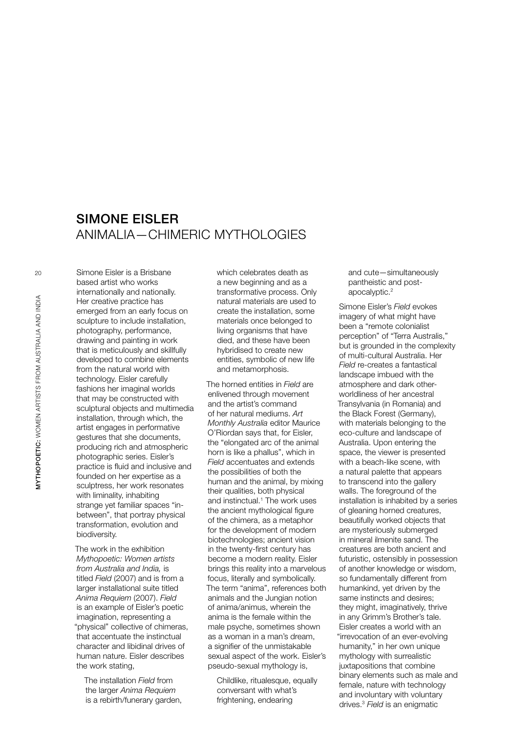## SIMONE EISLER
ANIMALIA—CHIMERIC MYTHOLOGIES

Simone Eisler is a Brisbane based artist who works internationally and nationally. Her creative practice has emerged from an early focus on sculpture to include installation, photography, performance, drawing and painting in work that is meticulously and skillfully developed to combine elements from the natural world with technology. Eisler carefully fashions her imaginal worlds that may be constructed with sculptural objects and multimedia installation, through which, the artist engages in performative gestures that she documents, producing rich and atmospheric photographic series. Eisler's practice is fluid and inclusive and founded on her expertise as a sculptress, her work resonates with liminality, inhabiting strange yet familiar spaces "in-between", that portray physical transformation, evolution and biodiversity.

The work in the exhibition *Mythopoetic: Women artists from Australia and India,* is titled *Field* (2007) and is from a larger installational suite titled *Anima Requiem* (2007). *Field* is an example of Eisler's poetic imagination, representing a "physical" collective of chimeras, that accentuate the instinctual character and libidinal drives of human nature. Eisler describes the work stating,

> The installation *Field* from the larger *Anima Requiem* is a rebirth/funerary garden, which celebrates death as a new beginning and as a transformative process. Only natural materials are used to create the installation, some materials once belonged to living organisms that have died, and these have been hybridised to create new entities, symbolic of new life and metamorphosis.

The horned entities in *Field* are enlivened through movement and the artist's command of her natural mediums. *Art Monthly Australia* editor Maurice O'Riordan says that, for Eisler, the "elongated arc of the animal horn is like a phallus", which in *Field* accentuates and extends the possibilities of both the human and the animal, by mixing their qualities, both physical and instinctual.[1] The work uses the ancient mythological figure of the chimera, as a metaphor for the development of modern biotechnologies; ancient vision in the twenty-first century has become a modern reality. Eisler brings this reality into a marvelous focus, literally and symbolically. The term "anima", references both animals and the Jungian notion of anima/animus, wherein the anima is the female within the male psyche, sometimes shown as a woman in a man's dream, a signifier of the unmistakable sexual aspect of the work. Eisler's pseudo-sexual mythology is,

> Childlike, ritualesque, equally conversant with what's frightening, endearing and cute—simultaneously pantheistic and post-apocalyptic.[2]

Simone Eisler's *Field* evokes imagery of what might have been a "remote colonialist perception" of "Terra Australis," but is grounded in the complexity of multi-cultural Australia. Her *Field* re-creates a fantastical landscape imbued with the atmosphere and dark other-worldliness of her ancestral Transylvania (in Romania) and the Black Forest (Germany), with materials belonging to the eco-culture and landscape of Australia. Upon entering the space, the viewer is presented with a beach-like scene, with a natural palette that appears to transcend into the gallery walls. The foreground of the installation is inhabited by a series of gleaning horned creatures, beautifully worked objects that are mysteriously submerged in mineral ilmenite sand. The creatures are both ancient and futuristic, ostensibly in possession of another knowledge or wisdom, so fundamentally different from humankind, yet driven by the same instincts and desires; they might, imaginatively, thrive in any Grimm's Brother's tale. Eisler creates a world with an "irrevocation of an ever-evolving humanity," in her own unique mythology with surrealistic juxtapositions that combine binary elements such as male and female, nature with technology and involuntary with voluntary drives.[3] *Field* is an enigmatic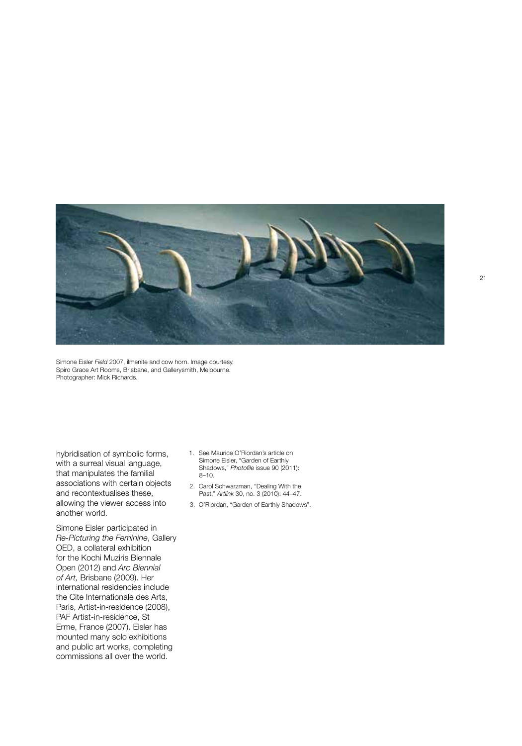Simone Eisler *Field* 2007, ilmenite and cow horn. Image courtesy, Spiro Grace Art Rooms, Brisbane, and Gallerysmith, Melbourne. Photographer: Mick Richards.

hybridisation of symbolic forms, with a surreal visual language, that manipulates the familial associations with certain objects and recontextualises these, allowing the viewer access into another world.

Simone Eisler participated in *Re-Picturing the Feminine*, Gallery OED, a collateral exhibition for the Kochi Muziris Biennale Open (2012) and *Arc Biennial of Art,* Brisbane (2009). Her international residencies include the Cite Internationale des Arts, Paris, Artist-in-residence (2008), PAF Artist-in-residence, St Erme, France (2007). Eisler has mounted many solo exhibitions and public art works, completing commissions all over the world.

1. See Maurice O'Riordan's article on Simone Eisler, "Garden of Earthly Shadows," *Photofile* issue 90 (2011): 8–10.
2. Carol Schwarzman, "Dealing With the Past," *Artlink* 30, no. 3 (2010): 44–47.
3. O'Riordan, "Garden of Earthly Shadows".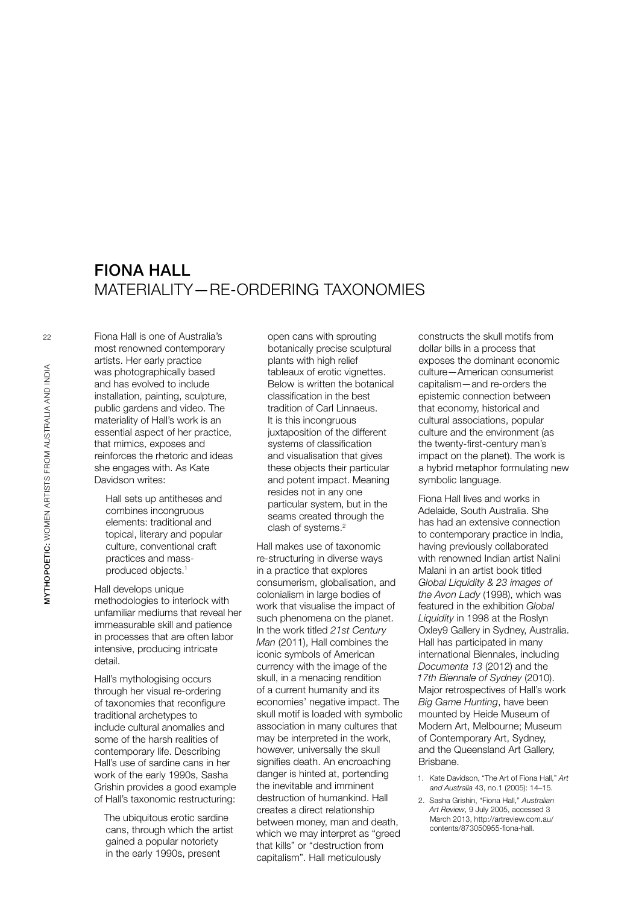# FIONA HALL
## MATERIALITY—RE-ORDERING TAXONOMIES

Fiona Hall is one of Australia's most renowned contemporary artists. Her early practice was photographically based and has evolved to include installation, painting, sculpture, public gardens and video. The materiality of Hall's work is an essential aspect of her practice, that mimics, exposes and reinforces the rhetoric and ideas she engages with. As Kate Davidson writes:

> Hall sets up antitheses and combines incongruous elements: traditional and topical, literary and popular culture, conventional craft practices and mass-produced objects.[1]

Hall develops unique methodologies to interlock with unfamiliar mediums that reveal her immeasurable skill and patience in processes that are often labor intensive, producing intricate detail.

Hall's mythologising occurs through her visual re-ordering of taxonomies that reconfigure traditional archetypes to include cultural anomalies and some of the harsh realities of contemporary life. Describing Hall's use of sardine cans in her work of the early 1990s, Sasha Grishin provides a good example of Hall's taxonomic restructuring:

> The ubiquitous erotic sardine cans, through which the artist gained a popular notoriety in the early 1990s, present open cans with sprouting botanically precise sculptural plants with high relief tableaux of erotic vignettes. Below is written the botanical classification in the best tradition of Carl Linnaeus. It is this incongruous juxtaposition of the different systems of classification and visualisation that gives these objects their particular and potent impact. Meaning resides not in any one particular system, but in the seams created through the clash of systems.[2]

Hall makes use of taxonomic re-structuring in diverse ways in a practice that explores consumerism, globalisation, and colonialism in large bodies of work that visualise the impact of such phenomena on the planet. In the work titled *21st Century Man* (2011), Hall combines the iconic symbols of American currency with the image of the skull, in a menacing rendition of a current humanity and its economies' negative impact. The skull motif is loaded with symbolic association in many cultures that may be interpreted in the work, however, universally the skull signifies death. An encroaching danger is hinted at, portending the inevitable and imminent destruction of humankind. Hall creates a direct relationship between money, man and death, which we may interpret as "greed that kills" or "destruction from capitalism". Hall meticulously constructs the skull motifs from dollar bills in a process that exposes the dominant economic culture—American consumerist capitalism—and re-orders the epistemic connection between that economy, historical and cultural associations, popular culture and the environment (as the twenty-first-century man's impact on the planet). The work is a hybrid metaphor formulating new symbolic language.

Fiona Hall lives and works in Adelaide, South Australia. She has had an extensive connection to contemporary practice in India, having previously collaborated with renowned Indian artist Nalini Malani in an artist book titled *Global Liquidity & 23 images of the Avon Lady* (1998), which was featured in the exhibition *Global Liquidity* in 1998 at the Roslyn Oxley9 Gallery in Sydney, Australia. Hall has participated in many international Biennales, including *Documenta 13* (2012) and the *17th Biennale of Sydney* (2010). Major retrospectives of Hall's work *Big Game Hunting*, have been mounted by Heide Museum of Modern Art, Melbourne; Museum of Contemporary Art, Sydney, and the Queensland Art Gallery, Brisbane.

1. Kate Davidson, "The Art of Fiona Hall," *Art and Australia* 43, no.1 (2005): 14–15.
2. Sasha Grishin, "Fiona Hall," *Australian Art Review*, 9 July 2005, accessed 3 March 2013, http://artreview.com.au/contents/873050955-fiona-hall.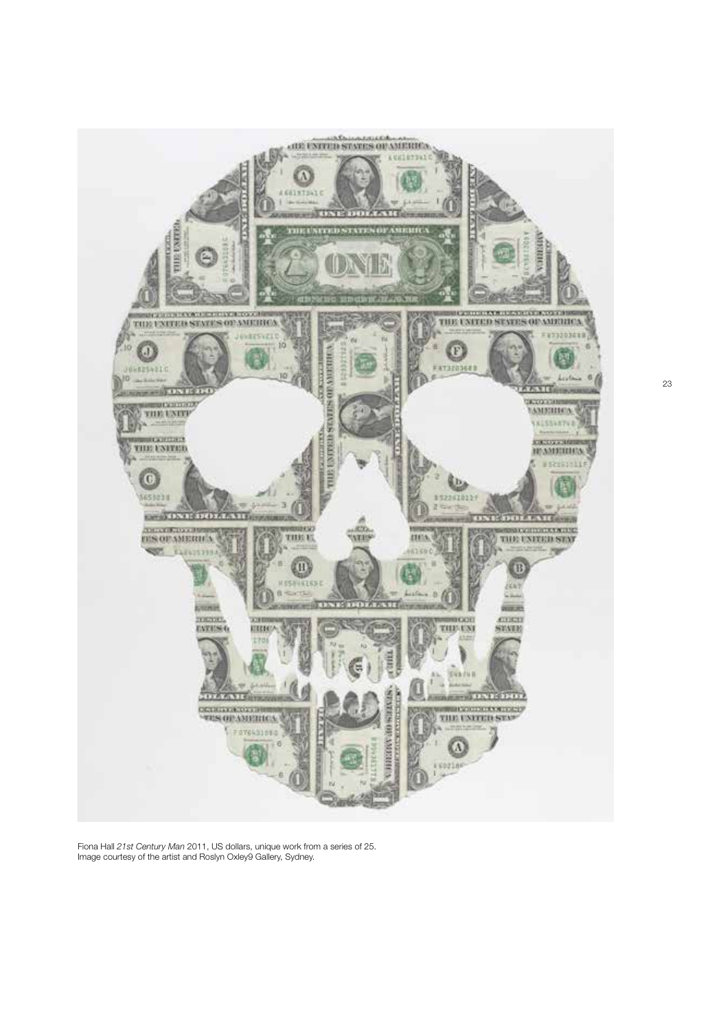Fiona Hall *21st Century Man* 2011, US dollars, unique work from a series of 25.
Image courtesy of the artist and Roslyn Oxley9 Gallery, Sydney.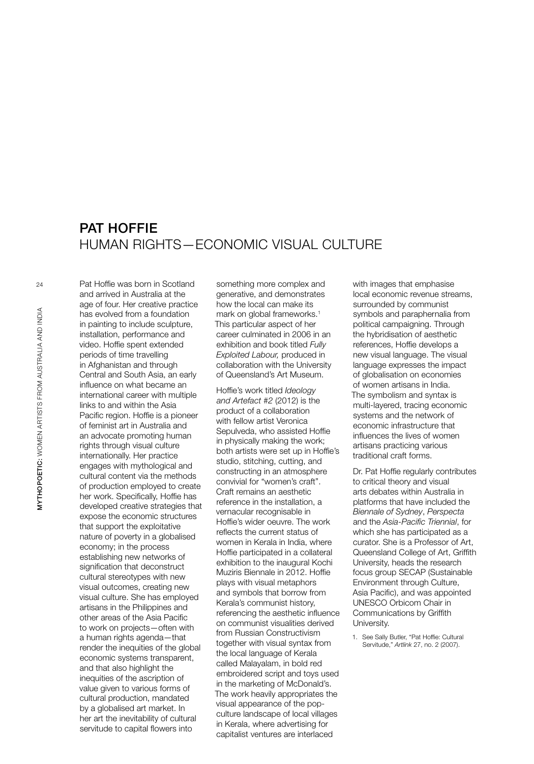# PAT HOFFIE
## HUMAN RIGHTS—ECONOMIC VISUAL CULTURE

Pat Hoffie was born in Scotland and arrived in Australia at the age of four. Her creative practice has evolved from a foundation in painting to include sculpture, installation, performance and video. Hoffie spent extended periods of time travelling in Afghanistan and through Central and South Asia, an early influence on what became an international career with multiple links to and within the Asia Pacific region. Hoffie is a pioneer of feminist art in Australia and an advocate promoting human rights through visual culture internationally. Her practice engages with mythological and cultural content via the methods of production employed to create her work. Specifically, Hoffie has developed creative strategies that expose the economic structures that support the exploitative nature of poverty in a globalised economy; in the process establishing new networks of signification that deconstruct cultural stereotypes with new visual outcomes, creating new visual culture. She has employed artisans in the Philippines and other areas of the Asia Pacific to work on projects—often with a human rights agenda—that render the inequities of the global economic systems transparent, and that also highlight the inequities of the ascription of value given to various forms of cultural production, mandated by a globalised art market. In her art the inevitability of cultural servitude to capital flowers into something more complex and generative, and demonstrates how the local can make its mark on global frameworks.[1] This particular aspect of her career culminated in 2006 in an exhibition and book titled *Fully Exploited Labour,* produced in collaboration with the University of Queensland's Art Museum.

Hoffie's work titled *Ideology and Artefact #2* (2012) is the product of a collaboration with fellow artist Veronica Sepulveda, who assisted Hoffie in physically making the work; both artists were set up in Hoffie's studio, stitching, cutting, and constructing in an atmosphere convivial for "women's craft". Craft remains an aesthetic reference in the installation, a vernacular recognisable in Hoffie's wider oeuvre. The work reflects the current status of women in Kerala in India, where Hoffie participated in a collateral exhibition to the inaugural Kochi Muziris Biennale in 2012. Hoffie plays with visual metaphors and symbols that borrow from Kerala's communist history, referencing the aesthetic influence on communist visualities derived from Russian Constructivism together with visual syntax from the local language of Kerala called Malayalam, in bold red embroidered script and toys used in the marketing of McDonald's. The work heavily appropriates the visual appearance of the pop-culture landscape of local villages in Kerala, where advertising for capitalist ventures are interlaced with images that emphasise local economic revenue streams, surrounded by communist symbols and paraphernalia from political campaigning. Through the hybridisation of aesthetic references, Hoffie develops a new visual language. The visual language expresses the impact of globalisation on economies of women artisans in India. The symbolism and syntax is multi-layered, tracing economic systems and the network of economic infrastructure that influences the lives of women artisans practicing various traditional craft forms.

Dr. Pat Hoffie regularly contributes to critical theory and visual arts debates within Australia in platforms that have included the *Biennale of Sydney*, *Perspecta* and the *Asia-Pacific Triennial*, for which she has participated as a curator. She is a Professor of Art, Queensland College of Art, Griffith University, heads the research focus group SECAP (Sustainable Environment through Culture, Asia Pacific), and was appointed UNESCO Orbicom Chair in Communications by Griffith University.

1. See Sally Butler, "Pat Hoffie: Cultural Servitude," *Artlink* 27, no. 2 (2007).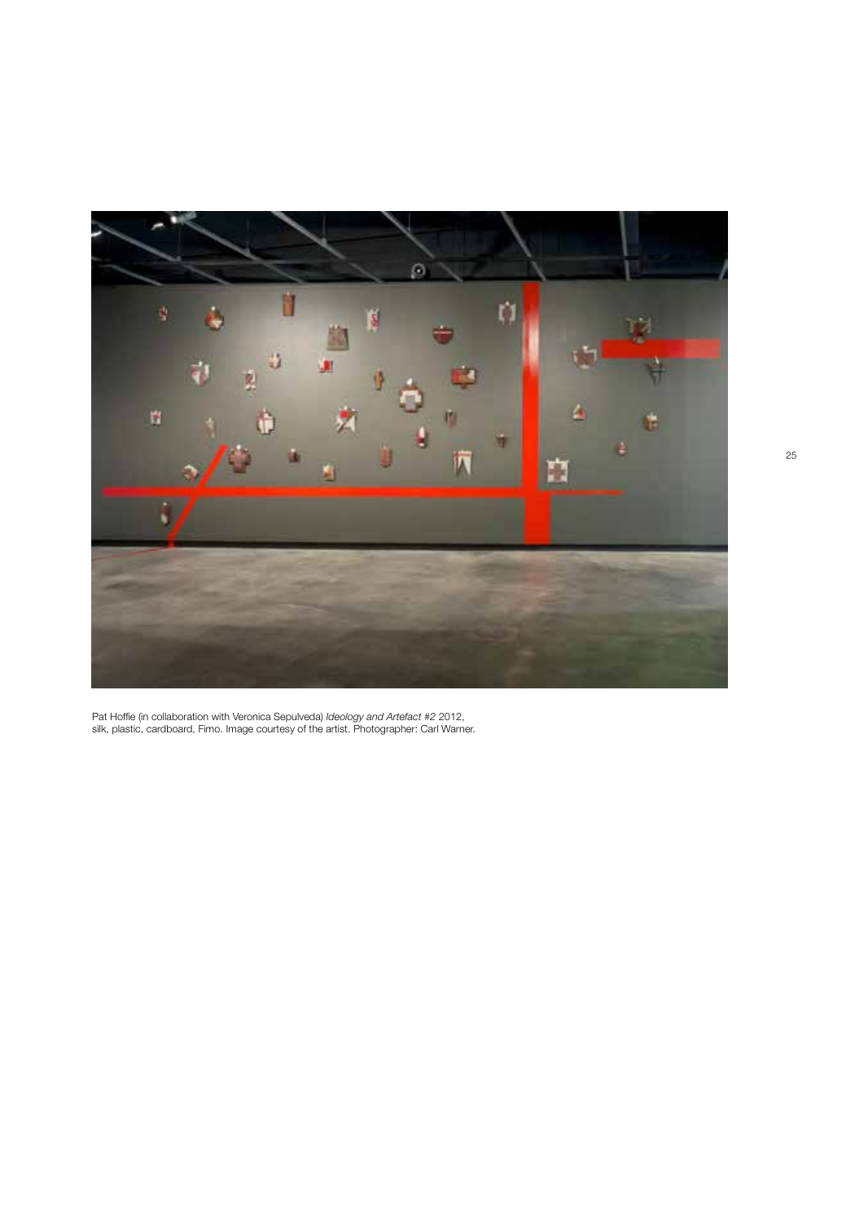Pat Hoffie (in collaboration with Veronica Sepulveda) *Ideology and Artefact #2* 2012,
silk, plastic, cardboard, Fimo. Image courtesy of the artist. Photographer: Carl Warner.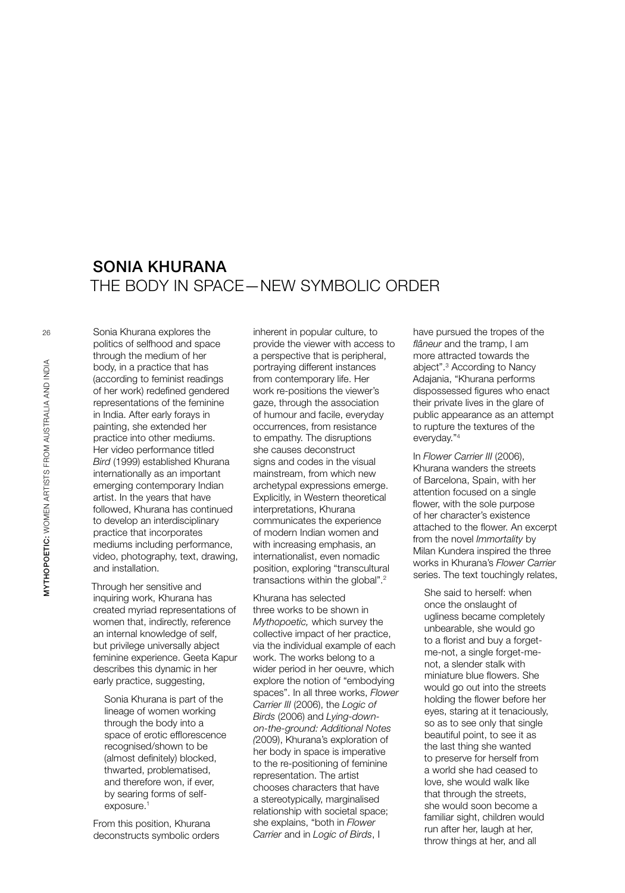## SONIA KHURANA

### THE BODY IN SPACE—NEW SYMBOLIC ORDER

Sonia Khurana explores the politics of selfhood and space through the medium of her body, in a practice that has (according to feminist readings of her work) redefined gendered representations of the feminine in India. After early forays in painting, she extended her practice into other mediums. Her video performance titled *Bird* (1999) established Khurana internationally as an important emerging contemporary Indian artist. In the years that have followed, Khurana has continued to develop an interdisciplinary practice that incorporates mediums including performance, video, photography, text, drawing, and installation.

Through her sensitive and inquiring work, Khurana has created myriad representations of women that, indirectly, reference an internal knowledge of self, but privilege universally abject feminine experience. Geeta Kapur describes this dynamic in her early practice, suggesting,

> Sonia Khurana is part of the lineage of women working through the body into a space of erotic efflorescence recognised/shown to be (almost definitely) blocked, thwarted, problematised, and therefore won, if ever, by searing forms of self-exposure.[1]

From this position, Khurana deconstructs symbolic orders inherent in popular culture, to provide the viewer with access to a perspective that is peripheral, portraying different instances from contemporary life. Her work re-positions the viewer's gaze, through the association of humour and facile, everyday occurrences, from resistance to empathy. The disruptions she causes deconstruct signs and codes in the visual mainstream, from which new archetypal expressions emerge. Explicitly, in Western theoretical interpretations, Khurana communicates the experience of modern Indian women and with increasing emphasis, an internationalist, even nomadic position, exploring "transcultural transactions within the global".[2]

Khurana has selected three works to be shown in *Mythopoetic,* which survey the collective impact of her practice, via the individual example of each work. The works belong to a wider period in her oeuvre, which explore the notion of "embodying spaces". In all three works, *Flower Carrier III* (2006), the *Logic of Birds* (2006) and *Lying-down-on-the-ground: Additional Notes (*2009), Khurana's exploration of her body in space is imperative to the re-positioning of feminine representation. The artist chooses characters that have a stereotypically, marginalised relationship with societal space; she explains, "both in *Flower Carrier* and in *Logic of Birds*, I have pursued the tropes of the *flâneur* and the tramp, I am more attracted towards the abject".[3] According to Nancy Adajania, "Khurana performs dispossessed figures who enact their private lives in the glare of public appearance as an attempt to rupture the textures of the everyday."[4]

In *Flower Carrier III* (2006), Khurana wanders the streets of Barcelona, Spain, with her attention focused on a single flower, with the sole purpose of her character's existence attached to the flower. An excerpt from the novel *Immortality* by Milan Kundera inspired the three works in Khurana's *Flower Carrier* series. The text touchingly relates,

> She said to herself: when once the onslaught of ugliness became completely unbearable, she would go to a florist and buy a forget-me-not, a single forget-me-not, a slender stalk with miniature blue flowers. She would go out into the streets holding the flower before her eyes, staring at it tenaciously, so as to see only that single beautiful point, to see it as the last thing she wanted to preserve for herself from a world she had ceased to love, she would walk like that through the streets, she would soon become a familiar sight, children would run after her, laugh at her, throw things at her, and all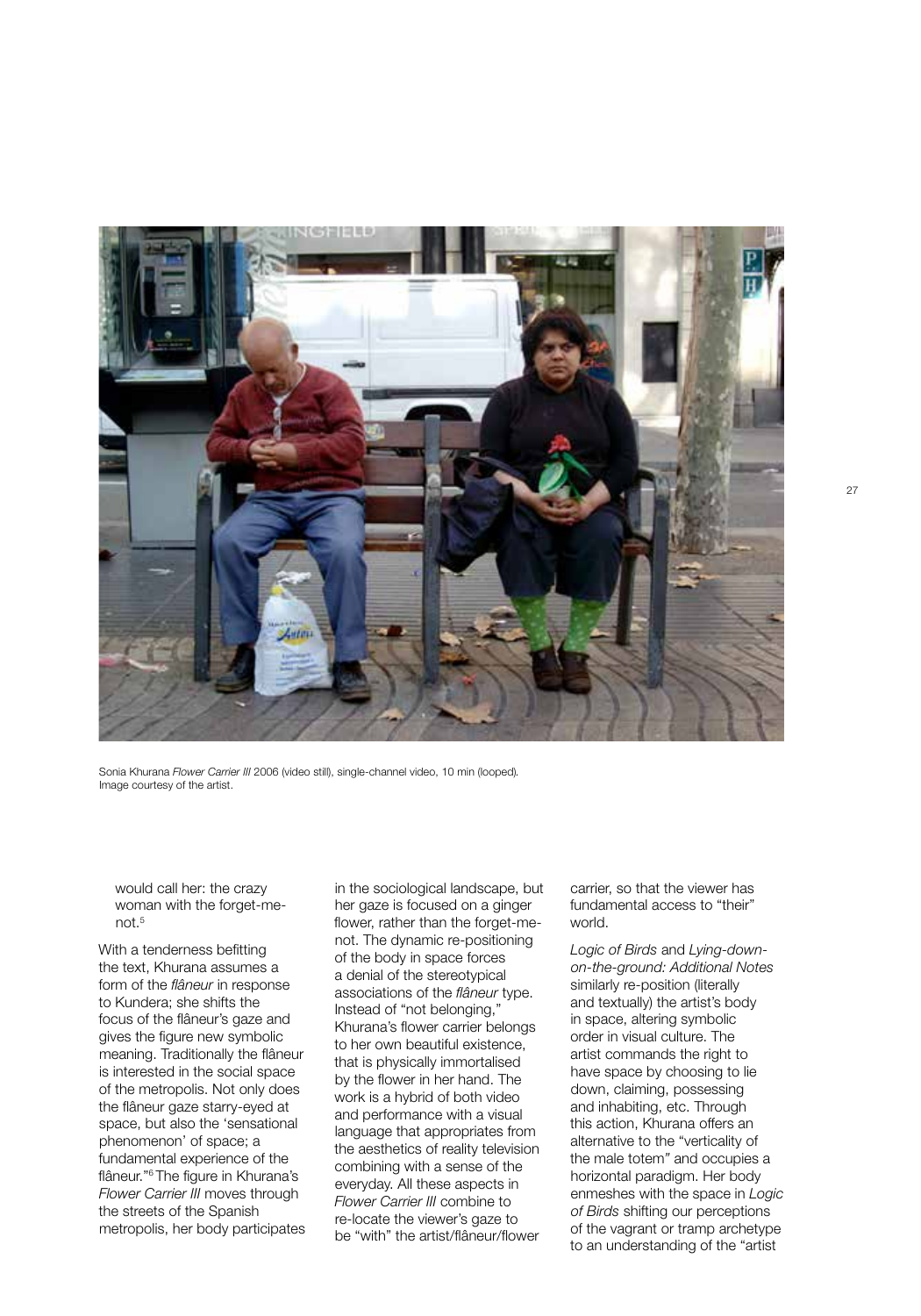Sonia Khurana *Flower Carrier III* 2006 (video still), single-channel video, 10 min (looped). Image courtesy of the artist.

would call her: the crazy woman with the forget-me-not.[5]

With a tenderness befitting the text, Khurana assumes a form of the *flâneur* in response to Kundera; she shifts the focus of the flâneur's gaze and gives the figure new symbolic meaning. Traditionally the flâneur is interested in the social space of the metropolis. Not only does the flâneur gaze starry-eyed at space, but also the 'sensational phenomenon' of space; a fundamental experience of the flâneur."[6] The figure in Khurana's *Flower Carrier III* moves through the streets of the Spanish metropolis, her body participates in the sociological landscape, but her gaze is focused on a ginger flower, rather than the forget-me-not. The dynamic re-positioning of the body in space forces a denial of the stereotypical associations of the *flâneur* type. Instead of "not belonging," Khurana's flower carrier belongs to her own beautiful existence, that is physically immortalised by the flower in her hand. The work is a hybrid of both video and performance with a visual language that appropriates from the aesthetics of reality television combining with a sense of the everyday. All these aspects in *Flower Carrier III* combine to re-locate the viewer's gaze to be "with" the artist/flâneur/flower carrier, so that the viewer has fundamental access to "their" world.

*Logic of Birds* and *Lying-down-on-the-ground: Additional Notes* similarly re-position (literally and textually) the artist's body in space, altering symbolic order in visual culture. The artist commands the right to have space by choosing to lie down, claiming, possessing and inhabiting, etc. Through this action, Khurana offers an alternative to the "verticality of the male totem" and occupies a horizontal paradigm. Her body enmeshes with the space in *Logic of Birds* shifting our perceptions of the vagrant or tramp archetype to an understanding of the "artist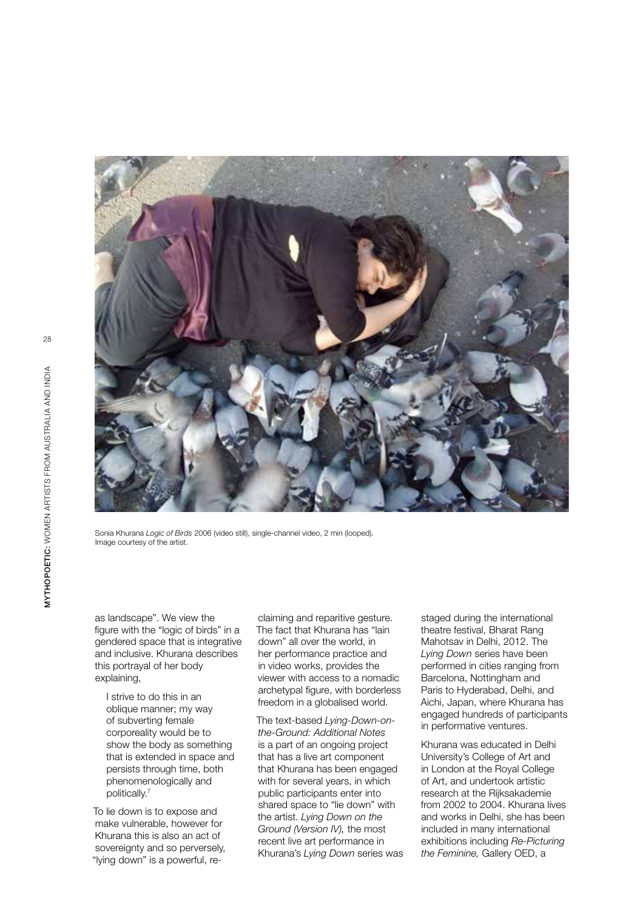Sonia Khurana *Logic of Birds* 2006 (video still), single-channel video, 2 min (looped). Image courtesy of the artist.

as landscape". We view the figure with the "logic of birds" in a gendered space that is integrative and inclusive. Khurana describes this portrayal of her body explaining,

> I strive to do this in an oblique manner; my way of subverting female corporeality would be to show the body as something that is extended in space and persists through time, both phenomenologically and politically.[7]

To lie down is to expose and make vulnerable, however for Khurana this is also an act of sovereignty and so perversely, "lying down" is a powerful, re-claiming and reparitive gesture. The fact that Khurana has "lain down" all over the world, in her performance practice and in video works, provides the viewer with access to a nomadic archetypal figure, with borderless freedom in a globalised world.

The text-based *Lying-Down-on-the-Ground: Additional Notes* is a part of an ongoing project that has a live art component that Khurana has been engaged with for several years, in which public participants enter into shared space to "lie down" with the artist. *Lying Down on the Ground (Version IV),* the most recent live art performance in Khurana's *Lying Down* series was staged during the international theatre festival, Bharat Rang Mahotsav in Delhi, 2012. The *Lying Down* series have been performed in cities ranging from Barcelona, Nottingham and Paris to Hyderabad, Delhi, and Aichi, Japan, where Khurana has engaged hundreds of participants in performative ventures.

Khurana was educated in Delhi University's College of Art and in London at the Royal College of Art, and undertook artistic research at the Rijksakademie from 2002 to 2004. Khurana lives and works in Delhi, she has been included in many international exhibitions including *Re-Picturing the Feminine,* Gallery OED, a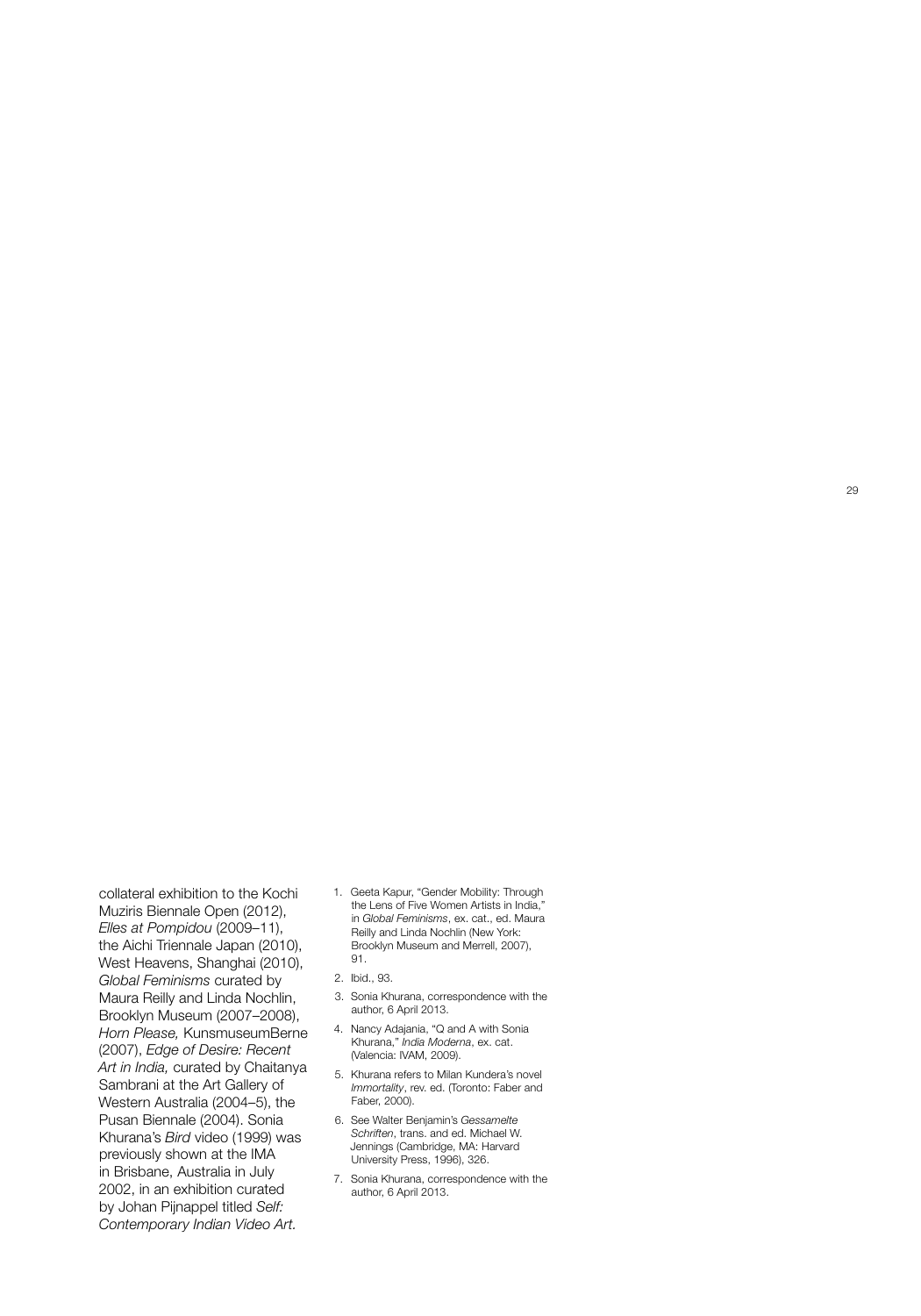collateral exhibition to the Kochi Muziris Biennale Open (2012), *Elles at Pompidou* (2009–11), the Aichi Triennale Japan (2010), West Heavens, Shanghai (2010), *Global Feminisms* curated by Maura Reilly and Linda Nochlin, Brooklyn Museum (2007–2008), *Horn Please,* KunsmuseumBerne (2007), *Edge of Desire: Recent Art in India,* curated by Chaitanya Sambrani at the Art Gallery of Western Australia (2004–5), the Pusan Biennale (2004). Sonia Khurana's *Bird* video (1999) was previously shown at the IMA in Brisbane, Australia in July 2002, in an exhibition curated by Johan Pijnappel titled *Self: Contemporary Indian Video Art.*

1. Geeta Kapur, "Gender Mobility: Through the Lens of Five Women Artists in India," in *Global Feminisms*, ex. cat., ed. Maura Reilly and Linda Nochlin (New York: Brooklyn Museum and Merrell, 2007), 91.
2. Ibid., 93.
3. Sonia Khurana, correspondence with the author, 6 April 2013.
4. Nancy Adajania, "Q and A with Sonia Khurana," *India Moderna*, ex. cat. (Valencia: IVAM, 2009).
5. Khurana refers to Milan Kundera's novel *Immortality*, rev. ed. (Toronto: Faber and Faber, 2000).
6. See Walter Benjamin's *Gessamelte Schriften*, trans. and ed. Michael W. Jennings (Cambridge, MA: Harvard University Press, 1996), 326.
7. Sonia Khurana, correspondence with the author, 6 April 2013.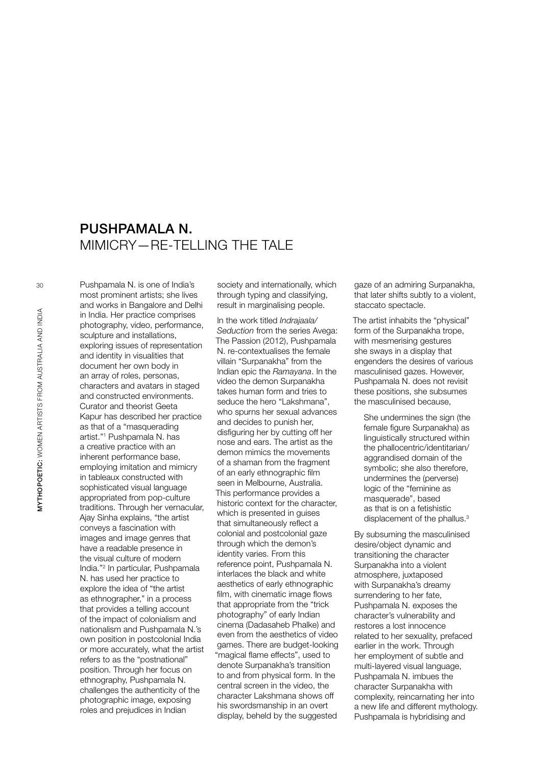# PUSHPAMALA N.

## MIMICRY—RE-TELLING THE TALE

Pushpamala N. is one of India's most prominent artists; she lives and works in Bangalore and Delhi in India. Her practice comprises photography, video, performance, sculpture and installations, exploring issues of representation and identity in visualities that document her own body in an array of roles, personas, characters and avatars in staged and constructed environments. Curator and theorist Geeta Kapur has described her practice as that of a "masquerading artist."[1] Pushpamala N. has a creative practice with an inherent performance base, employing imitation and mimicry in tableaux constructed with sophisticated visual language appropriated from pop-culture traditions. Through her vernacular, Ajay Sinha explains, "the artist conveys a fascination with images and image genres that have a readable presence in the visual culture of modern India."[2] In particular, Pushpamala N. has used her practice to explore the idea of "the artist as ethnographer," in a process that provides a telling account of the impact of colonialism and nationalism and Pushpamala N.'s own position in postcolonial India or more accurately, what the artist refers to as the "postnational" position. Through her focus on ethnography, Pushpamala N. challenges the authenticity of the photographic image, exposing roles and prejudices in Indian society and internationally, which through typing and classifying, result in marginalising people.

In the work titled *Indrajaala/ Seduction* from the series Avega: The Passion (2012), Pushpamala N. re-contextualises the female villain "Surpanakha" from the Indian epic the *Ramayana*. In the video the demon Surpanakha takes human form and tries to seduce the hero "Lakshmana", who spurns her sexual advances and decides to punish her, disfiguring her by cutting off her nose and ears. The artist as the demon mimics the movements of a shaman from the fragment of an early ethnographic film seen in Melbourne, Australia. This performance provides a historic context for the character, which is presented in guises that simultaneously reflect a colonial and postcolonial gaze through which the demon's identity varies. From this reference point, Pushpamala N. interlaces the black and white aesthetics of early ethnographic film, with cinematic image flows that appropriate from the "trick photography" of early Indian cinema (Dadasaheb Phalke) and even from the aesthetics of video games. There are budget-looking "magical flame effects", used to denote Surpanakha's transition to and from physical form. In the central screen in the video, the character Lakshmana shows off his swordsmanship in an overt display, beheld by the suggested gaze of an admiring Surpanakha, that later shifts subtly to a violent, staccato spectacle.

The artist inhabits the "physical" form of the Surpanakha trope, with mesmerising gestures she sways in a display that engenders the desires of various masculinised gazes. However, Pushpamala N. does not revisit these positions, she subsumes the masculinised because,

> She undermines the sign (the female figure Surpanakha) as linguistically structured within the phallocentric/identitarian/ aggrandised domain of the symbolic; she also therefore, undermines the (perverse) logic of the "feminine as masquerade", based as that is on a fetishistic displacement of the phallus.[3]

By subsuming the masculinised desire/object dynamic and transitioning the character Surpanakha into a violent atmosphere, juxtaposed with Surpanakha's dreamy surrendering to her fate, Pushpamala N. exposes the character's vulnerability and restores a lost innocence related to her sexuality, prefaced earlier in the work. Through her employment of subtle and multi-layered visual language, Pushpamala N. imbues the character Surpanakha with complexity, reincarnating her into a new life and different mythology. Pushpamala is hybridising and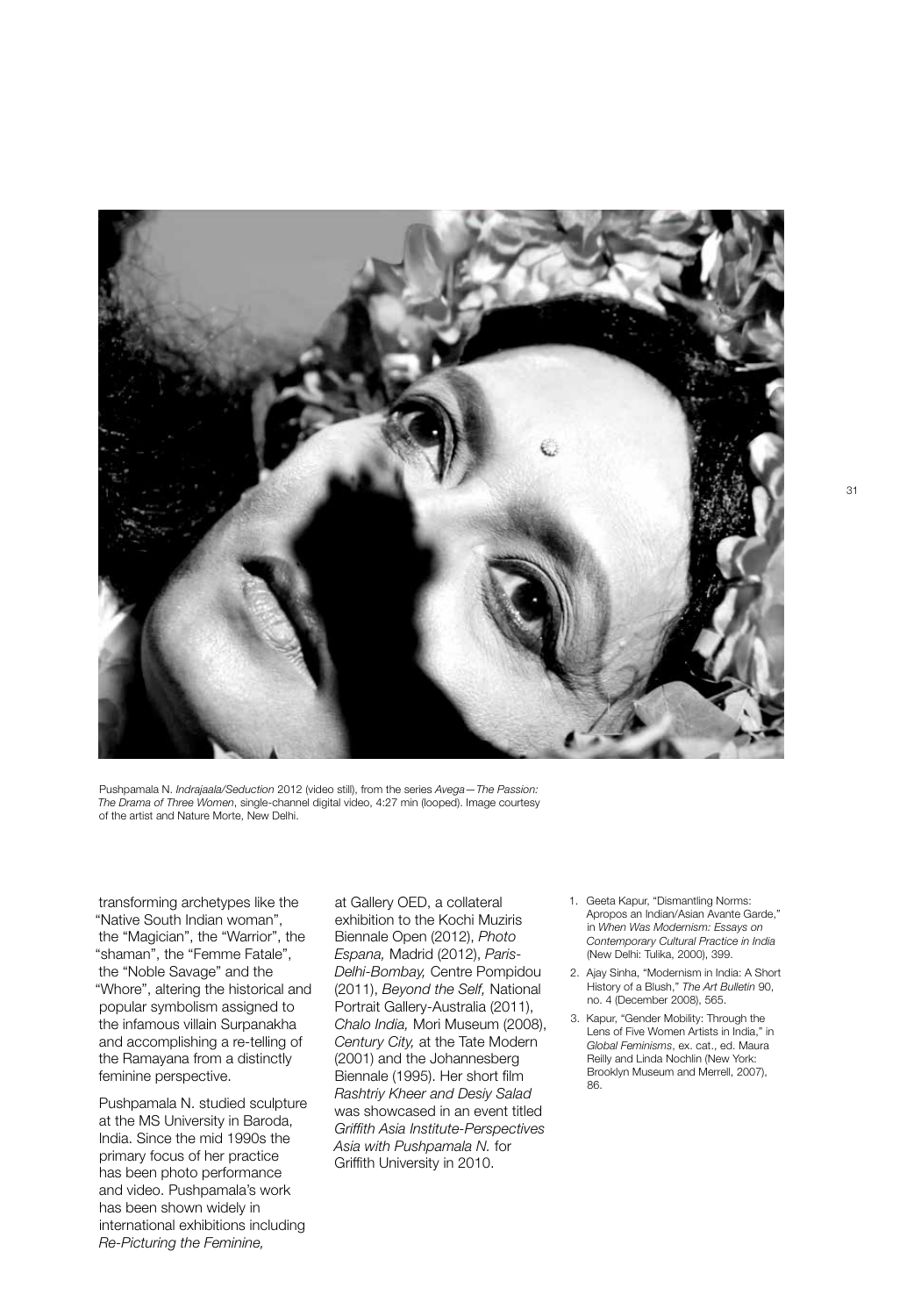Pushpamala N. *Indrajaala/Seduction* 2012 (video still), from the series *Avega—The Passion: The Drama of Three Women*, single-channel digital video, 4:27 min (looped). Image courtesy of the artist and Nature Morte, New Delhi.

transforming archetypes like the "Native South Indian woman", the "Magician", the "Warrior", the "shaman", the "Femme Fatale", the "Noble Savage" and the "Whore", altering the historical and popular symbolism assigned to the infamous villain Surpanakha and accomplishing a re-telling of the Ramayana from a distinctly feminine perspective.

Pushpamala N. studied sculpture at the MS University in Baroda, India. Since the mid 1990s the primary focus of her practice has been photo performance and video. Pushpamala's work has been shown widely in international exhibitions including *Re-Picturing the Feminine,* at Gallery OED, a collateral exhibition to the Kochi Muziris Biennale Open (2012), *Photo Espana,* Madrid (2012), *Paris-Delhi-Bombay,* Centre Pompidou (2011), *Beyond the Self,* National Portrait Gallery-Australia (2011), *Chalo India,* Mori Museum (2008), *Century City,* at the Tate Modern (2001) and the Johannesberg Biennale (1995). Her short film *Rashtriy Kheer and Desiy Salad* was showcased in an event titled *Griffith Asia Institute-Perspectives Asia with Pushpamala N.* for Griffith University in 2010.

1. Geeta Kapur, "Dismantling Norms: Apropos an Indian/Asian Avante Garde," in *When Was Modernism: Essays on Contemporary Cultural Practice in India* (New Delhi: Tulika, 2000), 399.
2. Ajay Sinha, "Modernism in India: A Short History of a Blush," *The Art Bulletin* 90, no. 4 (December 2008), 565.
3. Kapur, "Gender Mobility: Through the Lens of Five Women Artists in India," in *Global Feminisms*, ex. cat., ed. Maura Reilly and Linda Nochlin (New York: Brooklyn Museum and Merrell, 2007), 86.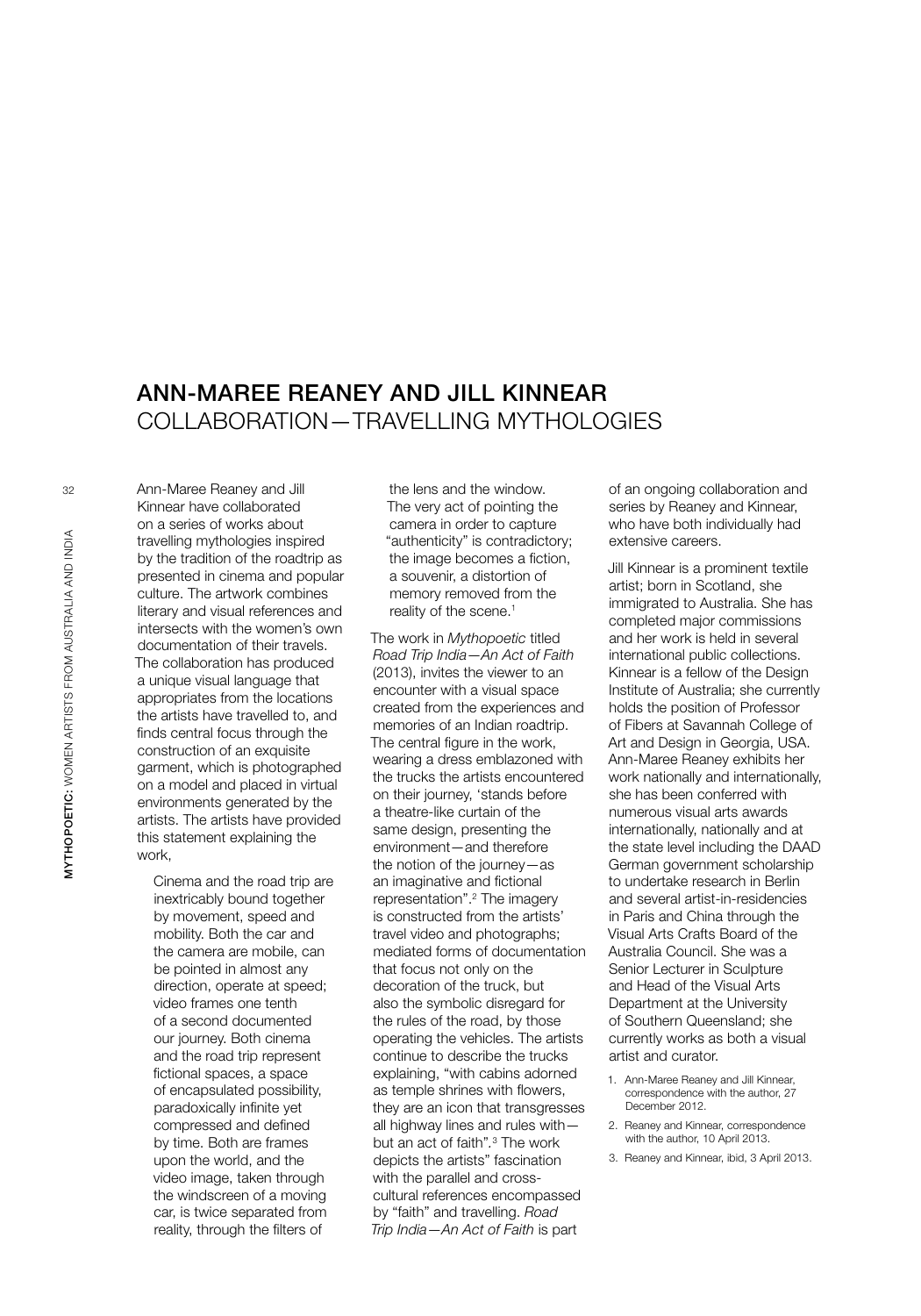# ANN-MAREE REANEY AND JILL KINNEAR
## COLLABORATION—TRAVELLING MYTHOLOGIES

Ann-Maree Reaney and Jill Kinnear have collaborated on a series of works about travelling mythologies inspired by the tradition of the roadtrip as presented in cinema and popular culture. The artwork combines literary and visual references and intersects with the women's own documentation of their travels. The collaboration has produced a unique visual language that appropriates from the locations the artists have travelled to, and finds central focus through the construction of an exquisite garment, which is photographed on a model and placed in virtual environments generated by the artists. The artists have provided this statement explaining the work,

> Cinema and the road trip are inextricably bound together by movement, speed and mobility. Both the car and the camera are mobile, can be pointed in almost any direction, operate at speed; video frames one tenth of a second documented our journey. Both cinema and the road trip represent fictional spaces, a space of encapsulated possibility, paradoxically infinite yet compressed and defined by time. Both are frames upon the world, and the video image, taken through the windscreen of a moving car, is twice separated from reality, through the filters of the lens and the window. The very act of pointing the camera in order to capture "authenticity" is contradictory; the image becomes a fiction, a souvenir, a distortion of memory removed from the reality of the scene.[1]

The work in *Mythopoetic* titled *Road Trip India—An Act of Faith* (2013), invites the viewer to an encounter with a visual space created from the experiences and memories of an Indian roadtrip. The central figure in the work, wearing a dress emblazoned with the trucks the artists encountered on their journey, 'stands before a theatre-like curtain of the same design, presenting the environment—and therefore the notion of the journey—as an imaginative and fictional representation".[2] The imagery is constructed from the artists' travel video and photographs; mediated forms of documentation that focus not only on the decoration of the truck, but also the symbolic disregard for the rules of the road, by those operating the vehicles. The artists continue to describe the trucks explaining, "with cabins adorned as temple shrines with flowers, they are an icon that transgresses all highway lines and rules with—but an act of faith".[3] The work depicts the artists" fascination with the parallel and cross-cultural references encompassed by "faith" and travelling. *Road Trip India—An Act of Faith* is part of an ongoing collaboration and series by Reaney and Kinnear, who have both individually had extensive careers.

Jill Kinnear is a prominent textile artist; born in Scotland, she immigrated to Australia. She has completed major commissions and her work is held in several international public collections. Kinnear is a fellow of the Design Institute of Australia; she currently holds the position of Professor of Fibers at Savannah College of Art and Design in Georgia, USA. Ann-Maree Reaney exhibits her work nationally and internationally, she has been conferred with numerous visual arts awards internationally, nationally and at the state level including the DAAD German government scholarship to undertake research in Berlin and several artist-in-residencies in Paris and China through the Visual Arts Crafts Board of the Australia Council. She was a Senior Lecturer in Sculpture and Head of the Visual Arts Department at the University of Southern Queensland; she currently works as both a visual artist and curator.

1. Ann-Maree Reaney and Jill Kinnear, correspondence with the author, 27 December 2012.
2. Reaney and Kinnear, correspondence with the author, 10 April 2013.
3. Reaney and Kinnear, ibid, 3 April 2013.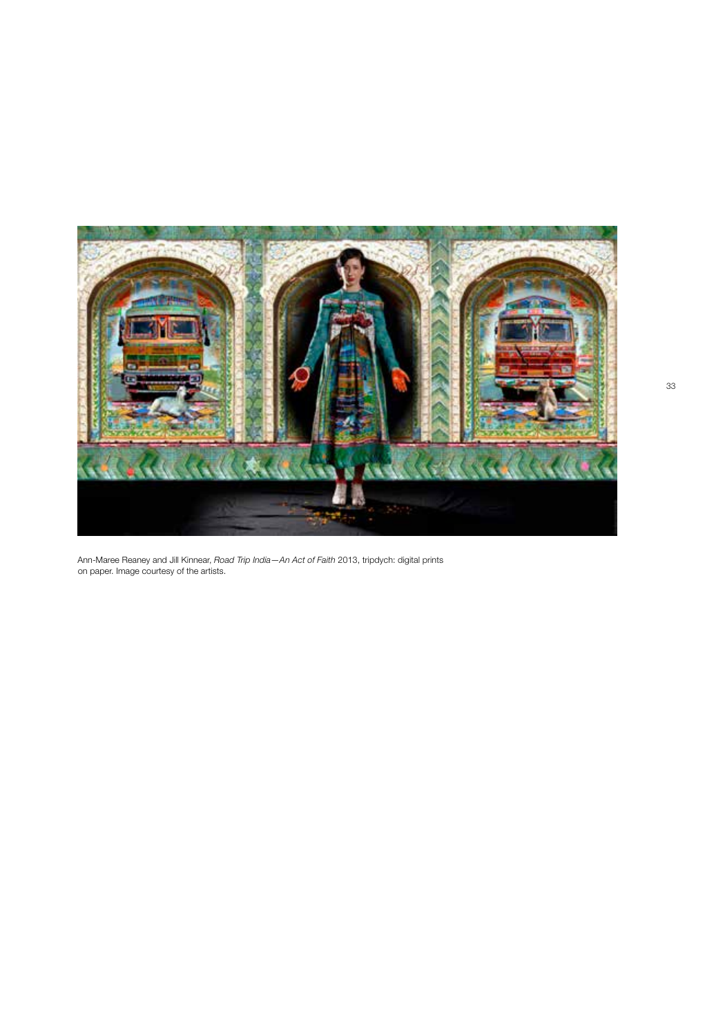Ann-Maree Reaney and Jill Kinnear, *Road Trip India—An Act of Faith* 2013, tripdych: digital prints on paper. Image courtesy of the artists.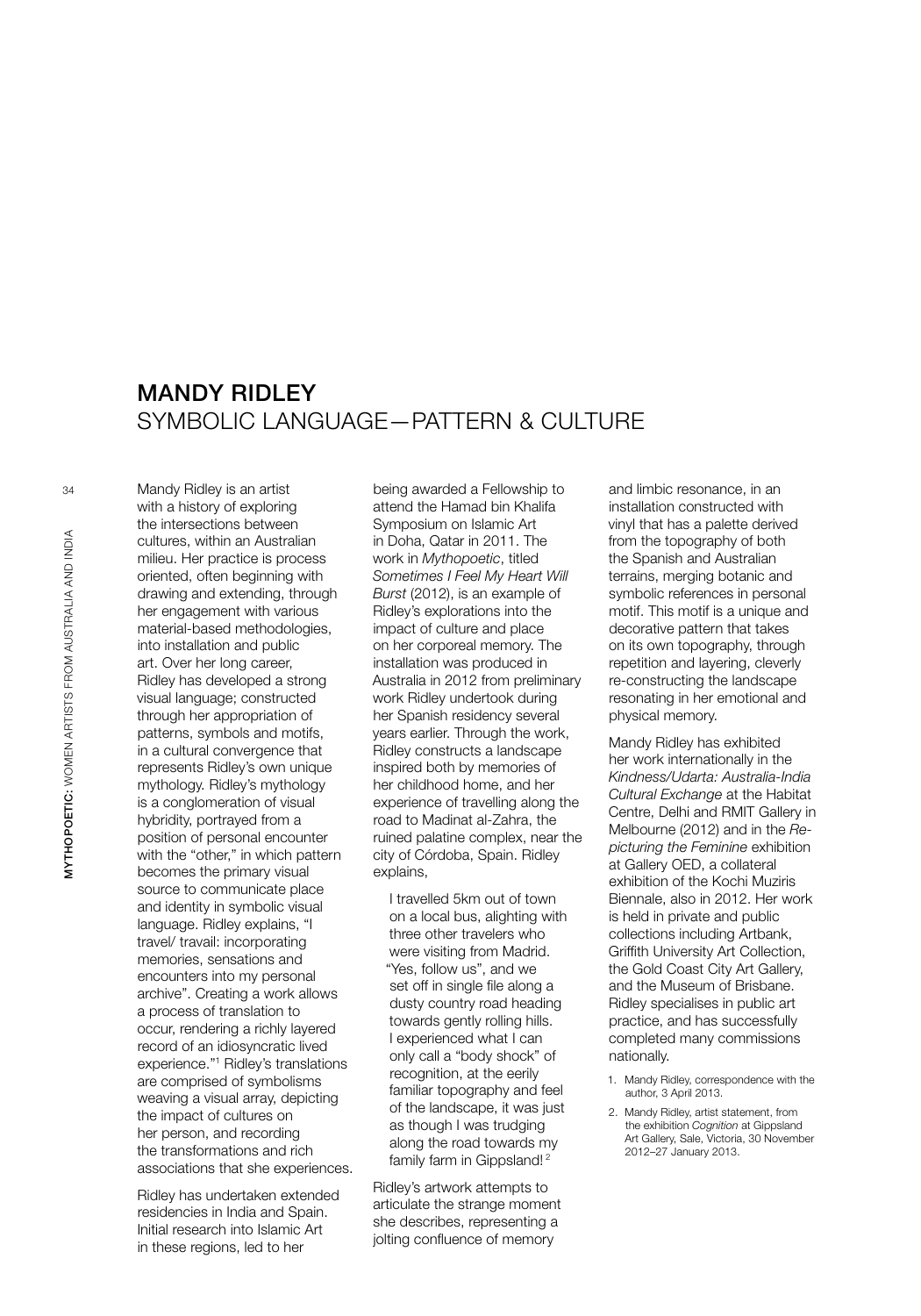# MANDY RIDLEY
## SYMBOLIC LANGUAGE—PATTERN & CULTURE

Mandy Ridley is an artist with a history of exploring the intersections between cultures, within an Australian milieu. Her practice is process oriented, often beginning with drawing and extending, through her engagement with various material-based methodologies, into installation and public art. Over her long career, Ridley has developed a strong visual language; constructed through her appropriation of patterns, symbols and motifs, in a cultural convergence that represents Ridley's own unique mythology. Ridley's mythology is a conglomeration of visual hybridity, portrayed from a position of personal encounter with the "other," in which pattern becomes the primary visual source to communicate place and identity in symbolic visual language. Ridley explains, "I travel/ travail: incorporating memories, sensations and encounters into my personal archive". Creating a work allows a process of translation to occur, rendering a richly layered record of an idiosyncratic lived experience."[1] Ridley's translations are comprised of symbolisms weaving a visual array, depicting the impact of cultures on her person, and recording the transformations and rich associations that she experiences.

Ridley has undertaken extended residencies in India and Spain. Initial research into Islamic Art in these regions, led to her being awarded a Fellowship to attend the Hamad bin Khalifa Symposium on Islamic Art in Doha, Qatar in 2011. The work in *Mythopoetic*, titled *Sometimes I Feel My Heart Will Burst* (2012), is an example of Ridley's explorations into the impact of culture and place on her corporeal memory. The installation was produced in Australia in 2012 from preliminary work Ridley undertook during her Spanish residency several years earlier. Through the work, Ridley constructs a landscape inspired both by memories of her childhood home, and her experience of travelling along the road to Madinat al-Zahra, the ruined palatine complex, near the city of Córdoba, Spain. Ridley explains,

> I travelled 5km out of town on a local bus, alighting with three other travelers who were visiting from Madrid. "Yes, follow us", and we set off in single file along a dusty country road heading towards gently rolling hills. I experienced what I can only call a "body shock" of recognition, at the eerily familiar topography and feel of the landscape, it was just as though I was trudging along the road towards my family farm in Gippsland![2]

Ridley's artwork attempts to articulate the strange moment she describes, representing a jolting confluence of memory and limbic resonance, in an installation constructed with vinyl that has a palette derived from the topography of both the Spanish and Australian terrains, merging botanic and symbolic references in personal motif. This motif is a unique and decorative pattern that takes on its own topography, through repetition and layering, cleverly re-constructing the landscape resonating in her emotional and physical memory.

Mandy Ridley has exhibited her work internationally in the *Kindness/Udarta: Australia-India Cultural Exchange* at the Habitat Centre, Delhi and RMIT Gallery in Melbourne (2012) and in the *Re-picturing the Feminine* exhibition at Gallery OED, a collateral exhibition of the Kochi Muziris Biennale, also in 2012. Her work is held in private and public collections including Artbank, Griffith University Art Collection, the Gold Coast City Art Gallery, and the Museum of Brisbane. Ridley specialises in public art practice, and has successfully completed many commissions nationally.

1. Mandy Ridley, correspondence with the author, 3 April 2013.
2. Mandy Ridley, artist statement, from the exhibition *Cognition* at Gippsland Art Gallery, Sale, Victoria, 30 November 2012–27 January 2013.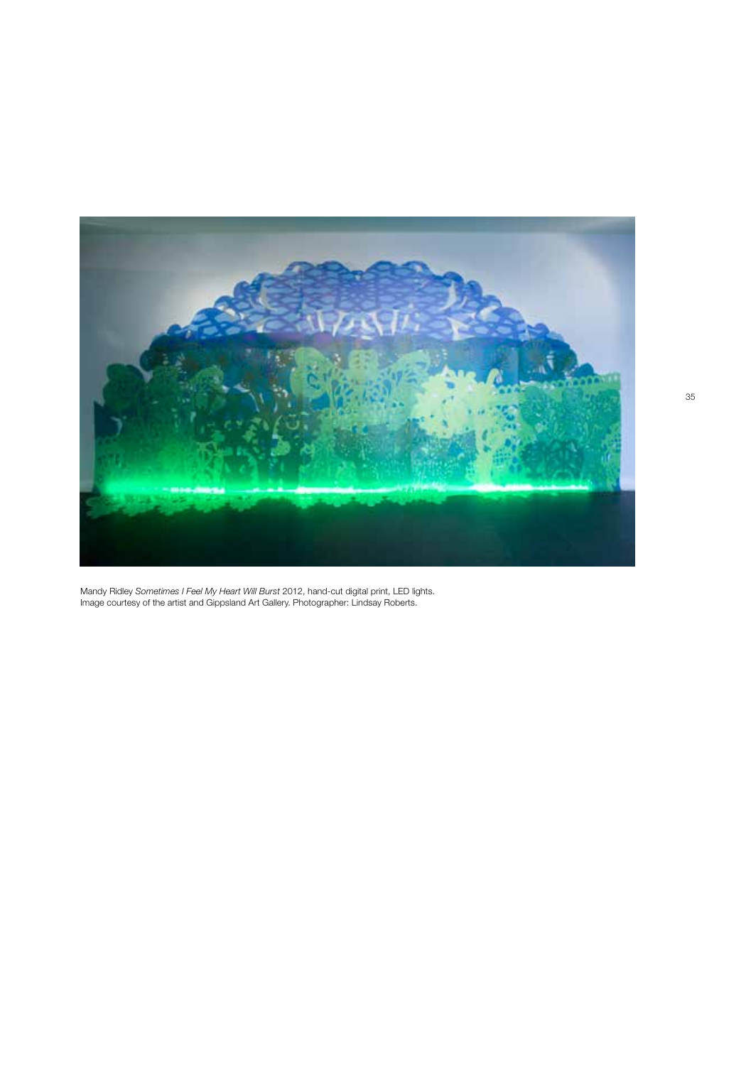Mandy Ridley *Sometimes I Feel My Heart Will Burst* 2012, hand-cut digital print, LED lights.
Image courtesy of the artist and Gippsland Art Gallery. Photographer: Lindsay Roberts.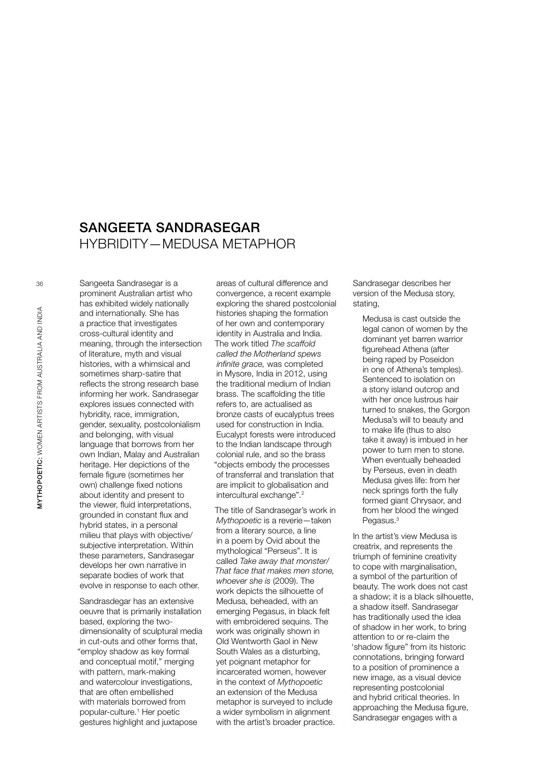# SANGEETA SANDRASEGAR
## HYBRIDITY—MEDUSA METAPHOR

Sangeeta Sandrasegar is a prominent Australian artist who has exhibited widely nationally and internationally. She has a practice that investigates cross-cultural identity and meaning, through the intersection of literature, myth and visual histories, with a whimsical and sometimes sharp-satire that reflects the strong research base informing her work. Sandrasegar explores issues connected with hybridity, race, immigration, gender, sexuality, postcolonialism and belonging, with visual language that borrows from her own Indian, Malay and Australian heritage. Her depictions of the female figure (sometimes her own) challenge fixed notions about identity and present to the viewer, fluid interpretations, grounded in constant flux and hybrid states, in a personal milieu that plays with objective/subjective interpretation. Within these parameters, Sandrasegar develops her own narrative in separate bodies of work that evolve in response to each other.

Sandrasdegar has an extensive oeuvre that is primarily installation based, exploring the two-dimensionality of sculptural media in cut-outs and other forms that, "employ shadow as key formal and conceptual motif," merging with pattern, mark-making and watercolour investigations, that are often embellished with materials borrowed from popular-culture.[1] Her poetic gestures highlight and juxtapose areas of cultural difference and convergence, a recent example exploring the shared postcolonial histories shaping the formation of her own and contemporary identity in Australia and India. The work titled *The scaffold called the Motherland spews infinite grace,* was completed in Mysore, India in 2012, using the traditional medium of Indian brass. The scaffolding the title refers to, are actualised as bronze casts of eucalyptus trees used for construction in India. Eucalypt forests were introduced to the Indian landscape through colonial rule, and so the brass "objects embody the processes of transferral and translation that are implicit to globalisation and intercultural exchange".[2]

The title of Sandrasegar's work in *Mythopoetic* is a reverie—taken from a literary source, a line in a poem by Ovid about the mythological "Perseus". It is called *Take away that monster/ That face that makes men stone, whoever she is* (2009). The work depicts the silhouette of Medusa, beheaded, with an emerging Pegasus, in black felt with embroidered sequins. The work was originally shown in Old Wentworth Gaol in New South Wales as a disturbing, yet poignant metaphor for incarcerated women, however in the context of *Mythopoetic* an extension of the Medusa metaphor is surveyed to include a wider symbolism in alignment with the artist's broader practice.

Sandrasegar describes her version of the Medusa story, stating,

> Medusa is cast outside the legal canon of women by the dominant yet barren warrior figurehead Athena (after being raped by Poseidon in one of Athena's temples). Sentenced to isolation on a stony island outcrop and with her once lustrous hair turned to snakes, the Gorgon Medusa's will to beauty and to make life (thus to also take it away) is imbued in her power to turn men to stone. When eventually beheaded by Perseus, even in death Medusa gives life: from her neck springs forth the fully formed giant Chrysaor, and from her blood the winged Pegasus.[3]

In the artist's view Medusa is creatrix, and represents the triumph of feminine creativity to cope with marginalisation, a symbol of the parturition of beauty. The work does not cast a shadow; it is a black silhouette, a shadow itself. Sandrasegar has traditionally used the idea of shadow in her work, to bring attention to or re-claim the 'shadow figure" from its historic connotations, bringing forward to a position of prominence a new image, as a visual device representing postcolonial and hybrid critical theories. In approaching the Medusa figure, Sandrasegar engages with a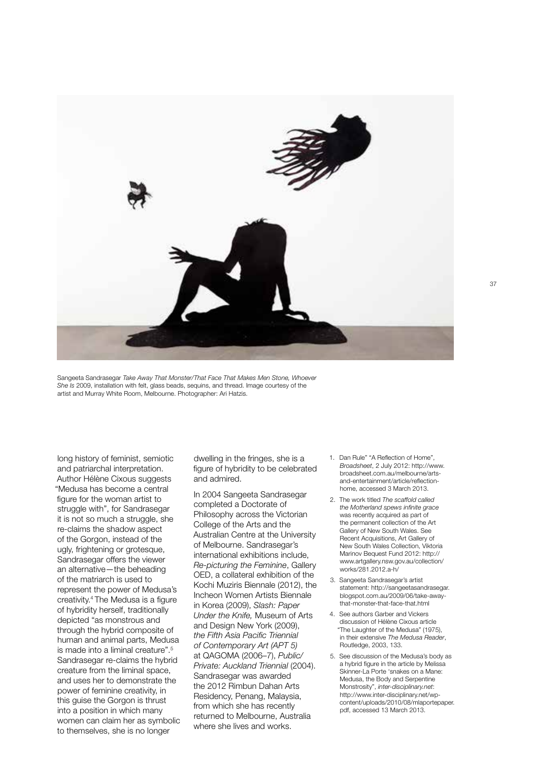Sangeeta Sandrasegar *Take Away That Monster/That Face That Makes Men Stone, Whoever She Is* 2009, installation with felt, glass beads, sequins, and thread. Image courtesy of the artist and Murray White Room, Melbourne. Photographer: Ari Hatzis.

long history of feminist, semiotic and patriarchal interpretation. Author Hélène Cixous suggests "Medusa has become a central figure for the woman artist to struggle with", for Sandrasegar it is not so much a struggle, she re-claims the shadow aspect of the Gorgon, instead of the ugly, frightening or grotesque, Sandrasegar offers the viewer an alternative—the beheading of the matriarch is used to represent the power of Medusa's creativity.[4] The Medusa is a figure of hybridity herself, traditionally depicted "as monstrous and through the hybrid composite of human and animal parts, Medusa is made into a liminal creature".[5] Sandrasegar re-claims the hybrid creature from the liminal space, and uses her to demonstrate the power of feminine creativity, in this guise the Gorgon is thrust into a position in which many women can claim her as symbolic to themselves, she is no longer dwelling in the fringes, she is a figure of hybridity to be celebrated and admired.

In 2004 Sangeeta Sandrasegar completed a Doctorate of Philosophy across the Victorian College of the Arts and the Australian Centre at the University of Melbourne. Sandrasegar's international exhibitions include, *Re-picturing the Feminine*, Gallery OED, a collateral exhibition of the Kochi Muziris Biennale (2012), the Incheon Women Artists Biennale in Korea (2009), *Slash: Paper Under the Knife,* Museum of Arts and Design New York (2009), *the Fifth Asia Pacific Triennial of Contemporary Art (APT 5)* at QAGOMA (2006–7), *Public/ Private: Auckland Triennial* (2004). Sandrasegar was awarded the 2012 Rimbun Dahan Arts Residency, Penang, Malaysia, from which she has recently returned to Melbourne, Australia where she lives and works.

1. Dan Rule" "A Reflection of Home", *Broadsheet*, 2 July 2012: http://www.broadsheet.com.au/melbourne/arts-and-entertainment/article/reflection-home, accessed 3 March 2013.
2. The work titled *The scaffold called the Motherland spews infinite grace* was recently acquired as part of the permanent collection of the Art Gallery of New South Wales. See Recent Acquisitions, Art Gallery of New South Wales Collection, Viktoria Marinov Bequest Fund 2012: http://www.artgallery.nsw.gov.au/collection/works/281.2012.a-h/
3. Sangeeta Sandrasegar's artist statement: http://sangeetasandrasegar.blogspot.com.au/2009/06/take-away-that-monster-that-face-that.html
4. See authors Garber and Vickers discussion of Hélène Cixous article "The Laughter of the Medusa" (1975), in their extensive *The Medusa Reader*, Routledge, 2003, 133.
5. See discussion of the Medusa's body as a hybrid figure in the article by Melissa Skinner-La Porte 'snakes on a Mane: Medusa, the Body and Serpentine Monstrosity", *inter-disciplinary.net*: http://www.inter-disciplinary.net/wp-content/uploads/2010/08/mlaportepaper.pdf, accessed 13 March 2013.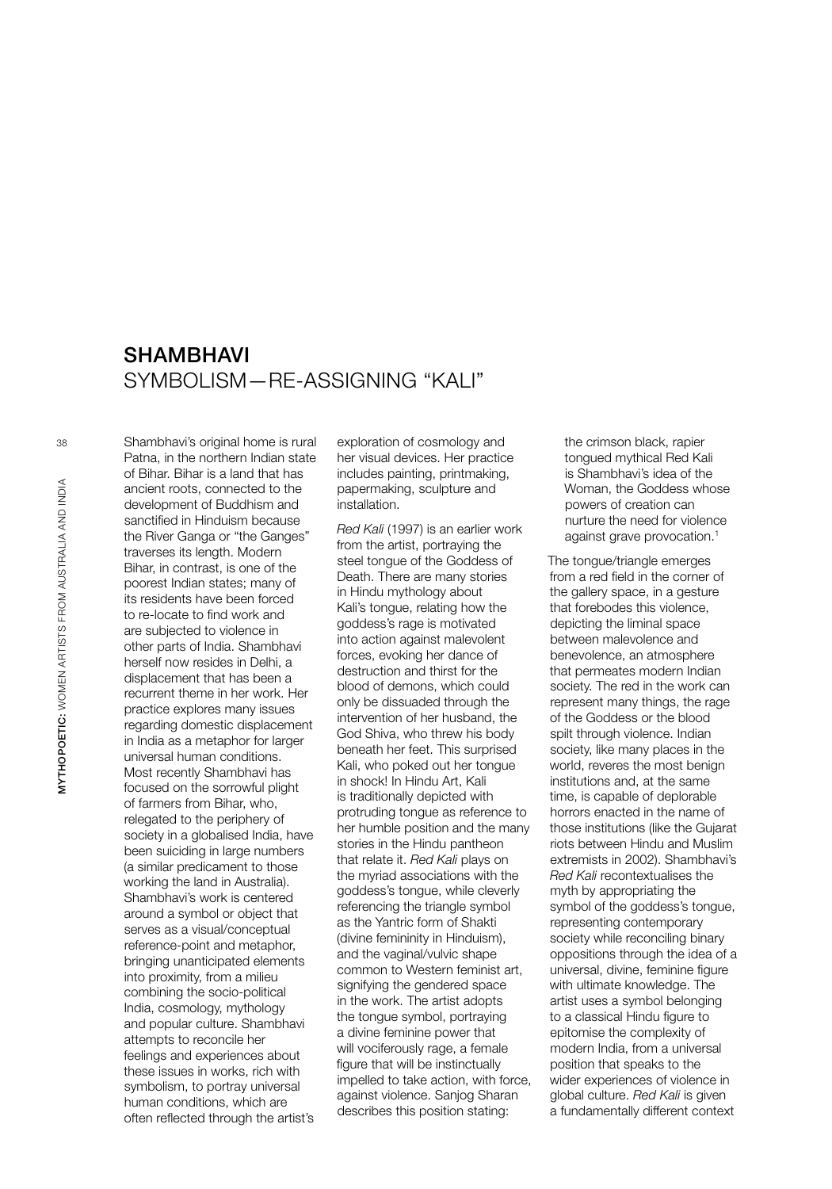# SHAMBHAVI
## SYMBOLISM—RE-ASSIGNING "KALI"

Shambhavi's original home is rural Patna, in the northern Indian state of Bihar. Bihar is a land that has ancient roots, connected to the development of Buddhism and sanctified in Hinduism because the River Ganga or "the Ganges" traverses its length. Modern Bihar, in contrast, is one of the poorest Indian states; many of its residents have been forced to re-locate to find work and are subjected to violence in other parts of India. Shambhavi herself now resides in Delhi, a displacement that has been a recurrent theme in her work. Her practice explores many issues regarding domestic displacement in India as a metaphor for larger universal human conditions. Most recently Shambhavi has focused on the sorrowful plight of farmers from Bihar, who, relegated to the periphery of society in a globalised India, have been suiciding in large numbers (a similar predicament to those working the land in Australia). Shambhavi's work is centered around a symbol or object that serves as a visual/conceptual reference-point and metaphor, bringing unanticipated elements into proximity, from a milieu combining the socio-political India, cosmology, mythology and popular culture. Shambhavi attempts to reconcile her feelings and experiences about these issues in works, rich with symbolism, to portray universal human conditions, which are often reflected through the artist's exploration of cosmology and her visual devices. Her practice includes painting, printmaking, papermaking, sculpture and installation.

*Red Kali* (1997) is an earlier work from the artist, portraying the steel tongue of the Goddess of Death. There are many stories in Hindu mythology about Kali's tongue, relating how the goddess's rage is motivated into action against malevolent forces, evoking her dance of destruction and thirst for the blood of demons, which could only be dissuaded through the intervention of her husband, the God Shiva, who threw his body beneath her feet. This surprised Kali, who poked out her tongue in shock! In Hindu Art, Kali is traditionally depicted with protruding tongue as reference to her humble position and the many stories in the Hindu pantheon that relate it. *Red Kali* plays on the myriad associations with the goddess's tongue, while cleverly referencing the triangle symbol as the Yantric form of Shakti (divine femininity in Hinduism), and the vaginal/vulvic shape common to Western feminist art, signifying the gendered space in the work. The artist adopts the tongue symbol, portraying a divine feminine power that will vociferously rage, a female figure that will be instinctually impelled to take action, with force, against violence. Sanjog Sharan describes this position stating:

> the crimson black, rapier tongued mythical Red Kali is Shambhavi's idea of the Woman, the Goddess whose powers of creation can nurture the need for violence against grave provocation.[1]

The tongue/triangle emerges from a red field in the corner of the gallery space, in a gesture that forebodes this violence, depicting the liminal space between malevolence and benevolence, an atmosphere that permeates modern Indian society. The red in the work can represent many things, the rage of the Goddess or the blood spilt through violence. Indian society, like many places in the world, reveres the most benign institutions and, at the same time, is capable of deplorable horrors enacted in the name of those institutions (like the Gujarat riots between Hindu and Muslim extremists in 2002). Shambhavi's *Red Kali* recontextualises the myth by appropriating the symbol of the goddess's tongue, representing contemporary society while reconciling binary oppositions through the idea of a universal, divine, feminine figure with ultimate knowledge. The artist uses a symbol belonging to a classical Hindu figure to epitomise the complexity of modern India, from a universal position that speaks to the wider experiences of violence in global culture. *Red Kali* is given a fundamentally different context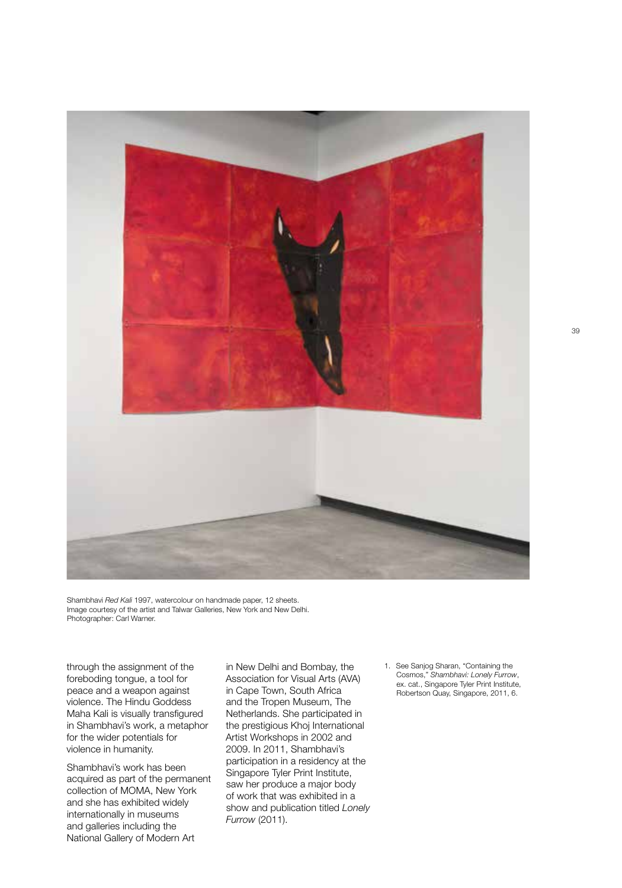Shambhavi *Red Kali* 1997, watercolour on handmade paper, 12 sheets.
Image courtesy of the artist and Talwar Galleries, New York and New Delhi.
Photographer: Carl Warner.

through the assignment of the foreboding tongue, a tool for peace and a weapon against violence. The Hindu Goddess Maha Kali is visually transfigured in Shambhavi's work, a metaphor for the wider potentials for violence in humanity.

Shambhavi's work has been acquired as part of the permanent collection of MOMA, New York and she has exhibited widely internationally in museums and galleries including the National Gallery of Modern Art in New Delhi and Bombay, the Association for Visual Arts (AVA) in Cape Town, South Africa and the Tropen Museum, The Netherlands. She participated in the prestigious Khoj International Artist Workshops in 2002 and 2009. In 2011, Shambhavi's participation in a residency at the Singapore Tyler Print Institute, saw her produce a major body of work that was exhibited in a show and publication titled *Lonely Furrow* (2011).

1. See Sanjog Sharan, "Containing the Cosmos," *Shambhavi: Lonely Furrow*, ex. cat., Singapore Tyler Print Institute, Robertson Quay, Singapore, 2011, 6.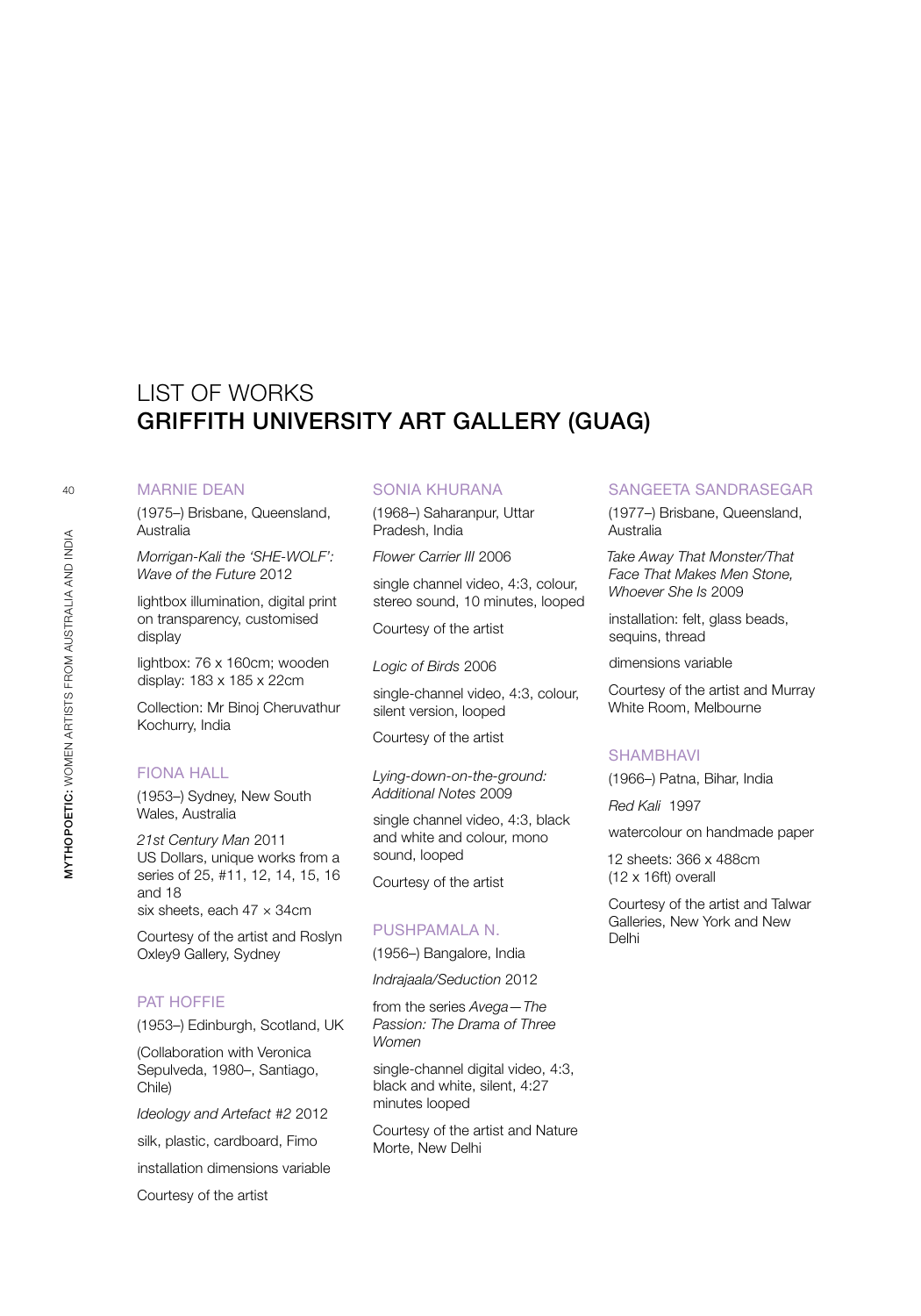# LIST OF WORKS
# GRIFFITH UNIVERSITY ART GALLERY (GUAG)

### MARNIE DEAN

(1975–) Brisbane, Queensland, Australia

*Morrigan-Kali the 'SHE-WOLF': Wave of the Future* 2012

lightbox illumination, digital print on transparency, customised display

lightbox: 76 x 160cm; wooden display: 183 x 185 x 22cm

Collection: Mr Binoj Cheruvathur Kochurry, India

### FIONA HALL

(1953–) Sydney, New South Wales, Australia

*21st Century Man* 2011
US Dollars, unique works from a series of 25, #11, 12, 14, 15, 16 and 18
six sheets, each 47 × 34cm

Courtesy of the artist and Roslyn Oxley9 Gallery, Sydney

### PAT HOFFIE

(1953–) Edinburgh, Scotland, UK

(Collaboration with Veronica Sepulveda, 1980–, Santiago, Chile)

*Ideology and Artefact #2* 2012

silk, plastic, cardboard, Fimo

installation dimensions variable

Courtesy of the artist

### SONIA KHURANA

(1968–) Saharanpur, Uttar Pradesh, India

*Flower Carrier III* 2006

single channel video, 4:3, colour, stereo sound, 10 minutes, looped

Courtesy of the artist

*Logic of Birds* 2006

single-channel video, 4:3, colour, silent version, looped

Courtesy of the artist

*Lying-down-on-the-ground: Additional Notes* 2009

single channel video, 4:3, black and white and colour, mono sound, looped

Courtesy of the artist

### PUSHPAMALA N.

(1956–) Bangalore, India

*Indrajaala/Seduction* 2012

from the series *Avega—The Passion: The Drama of Three Women*

single-channel digital video, 4:3, black and white, silent, 4:27 minutes looped

Courtesy of the artist and Nature Morte, New Delhi

### SANGEETA SANDRASEGAR

(1977–) Brisbane, Queensland, Australia

*Take Away That Monster/That Face That Makes Men Stone, Whoever She Is* 2009

installation: felt, glass beads, sequins, thread

dimensions variable

Courtesy of the artist and Murray White Room, Melbourne

### SHAMBHAVI

(1966–) Patna, Bihar, India

*Red Kali* 1997

watercolour on handmade paper

12 sheets: 366 x 488cm
(12 x 16ft) overall

Courtesy of the artist and Talwar Galleries, New York and New Delhi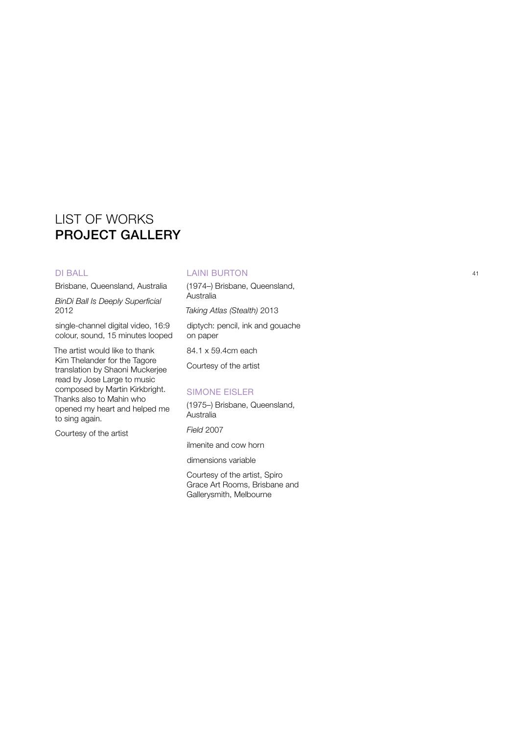# LIST OF WORKS
# PROJECT GALLERY

### DI BALL

Brisbane, Queensland, Australia

*BinDi Ball Is Deeply Superficial* 2012

single-channel digital video, 16:9 colour, sound, 15 minutes looped

The artist would like to thank Kim Thelander for the Tagore translation by Shaoni Muckerjee read by Jose Large to music composed by Martin Kirkbright. Thanks also to Mahin who opened my heart and helped me to sing again.

Courtesy of the artist

### LAINI BURTON

(1974–) Brisbane, Queensland, Australia

*Taking Atlas (Stealth)* 2013

diptych: pencil, ink and gouache on paper

84.1 x 59.4cm each

Courtesy of the artist

### SIMONE EISLER

(1975–) Brisbane, Queensland, Australia

*Field* 2007

ilmenite and cow horn

dimensions variable

Courtesy of the artist, Spiro Grace Art Rooms, Brisbane and Gallerysmith, Melbourne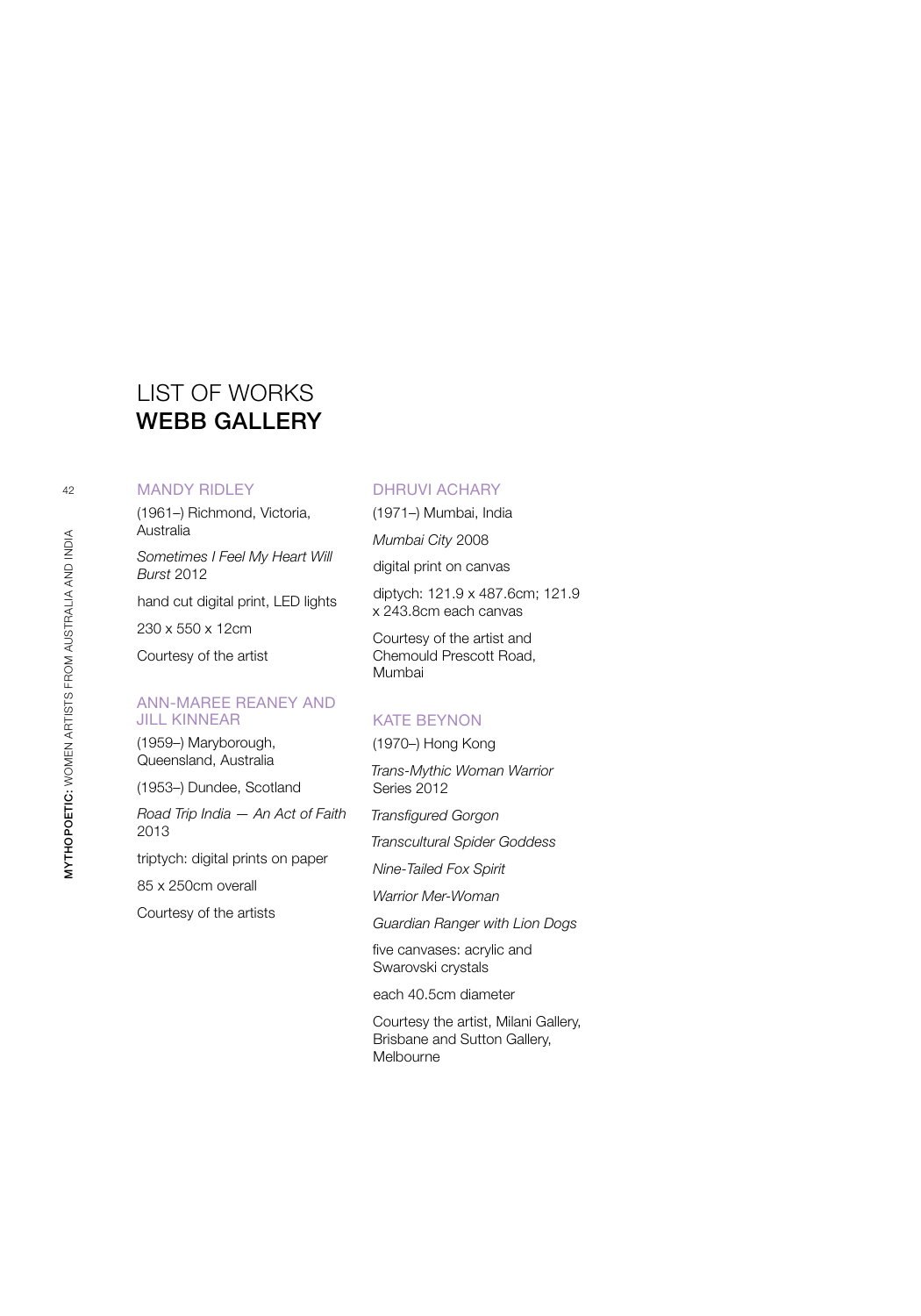# LIST OF WORKS
## WEBB GALLERY

### MANDY RIDLEY

(1961–) Richmond, Victoria, Australia

*Sometimes I Feel My Heart Will Burst* 2012

hand cut digital print, LED lights

230 x 550 x 12cm

Courtesy of the artist

### ANN-MAREE REANEY AND JILL KINNEAR

(1959–) Maryborough, Queensland, Australia

(1953–) Dundee, Scotland

*Road Trip India — An Act of Faith* 2013

triptych: digital prints on paper

85 x 250cm overall

Courtesy of the artists

### DHRUVI ACHARY

(1971–) Mumbai, India

*Mumbai City* 2008

digital print on canvas

diptych: 121.9 x 487.6cm; 121.9 x 243.8cm each canvas

Courtesy of the artist and Chemould Prescott Road, Mumbai

### KATE BEYNON

(1970–) Hong Kong

*Trans-Mythic Woman Warrior* Series 2012

*Transfigured Gorgon*

*Transcultural Spider Goddess*

*Nine-Tailed Fox Spirit*

*Warrior Mer-Woman*

*Guardian Ranger with Lion Dogs*

five canvases: acrylic and Swarovski crystals

each 40.5cm diameter

Courtesy the artist, Milani Gallery, Brisbane and Sutton Gallery, Melbourne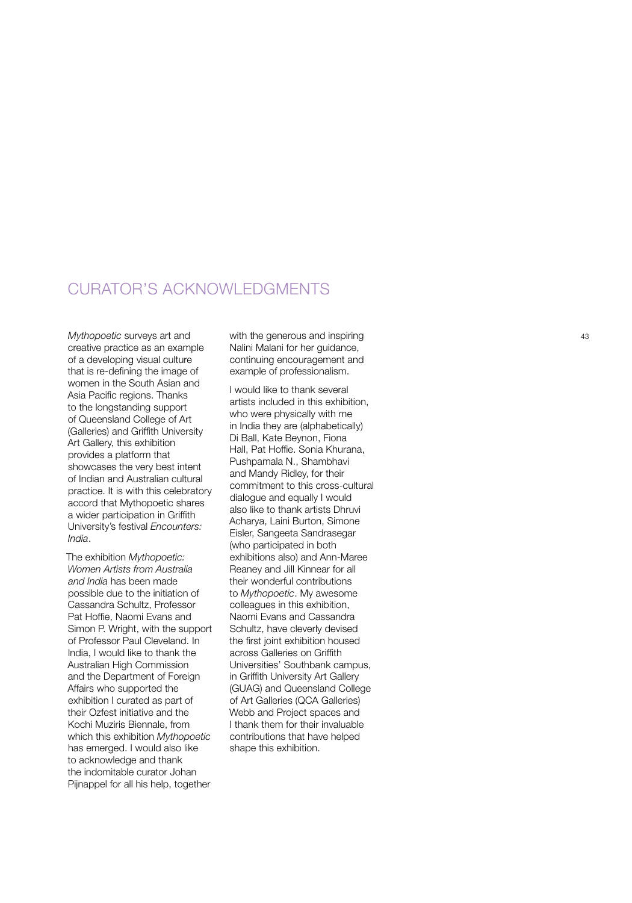# CURATOR'S ACKNOWLEDGMENTS

*Mythopoetic* surveys art and creative practice as an example of a developing visual culture that is re-defining the image of women in the South Asian and Asia Pacific regions. Thanks to the longstanding support of Queensland College of Art (Galleries) and Griffith University Art Gallery, this exhibition provides a platform that showcases the very best intent of Indian and Australian cultural practice. It is with this celebratory accord that Mythopoetic shares a wider participation in Griffith University's festival *Encounters: India*.

The exhibition *Mythopoetic: Women Artists from Australia and India* has been made possible due to the initiation of Cassandra Schultz, Professor Pat Hoffie, Naomi Evans and Simon P. Wright, with the support of Professor Paul Cleveland. In India, I would like to thank the Australian High Commission and the Department of Foreign Affairs who supported the exhibition I curated as part of their Ozfest initiative and the Kochi Muziris Biennale, from which this exhibition *Mythopoetic* has emerged. I would also like to acknowledge and thank the indomitable curator Johan Pijnappel for all his help, together with the generous and inspiring Nalini Malani for her guidance, continuing encouragement and example of professionalism.

I would like to thank several artists included in this exhibition, who were physically with me in India they are (alphabetically) Di Ball, Kate Beynon, Fiona Hall, Pat Hoffie. Sonia Khurana, Pushpamala N., Shambhavi and Mandy Ridley, for their commitment to this cross-cultural dialogue and equally I would also like to thank artists Dhruvi Acharya, Laini Burton, Simone Eisler, Sangeeta Sandrasegar (who participated in both exhibitions also) and Ann-Maree Reaney and Jill Kinnear for all their wonderful contributions to *Mythopoetic*. My awesome colleagues in this exhibition, Naomi Evans and Cassandra Schultz, have cleverly devised the first joint exhibition housed across Galleries on Griffith Universities' Southbank campus, in Griffith University Art Gallery (GUAG) and Queensland College of Art Galleries (QCA Galleries) Webb and Project spaces and I thank them for their invaluable contributions that have helped shape this exhibition.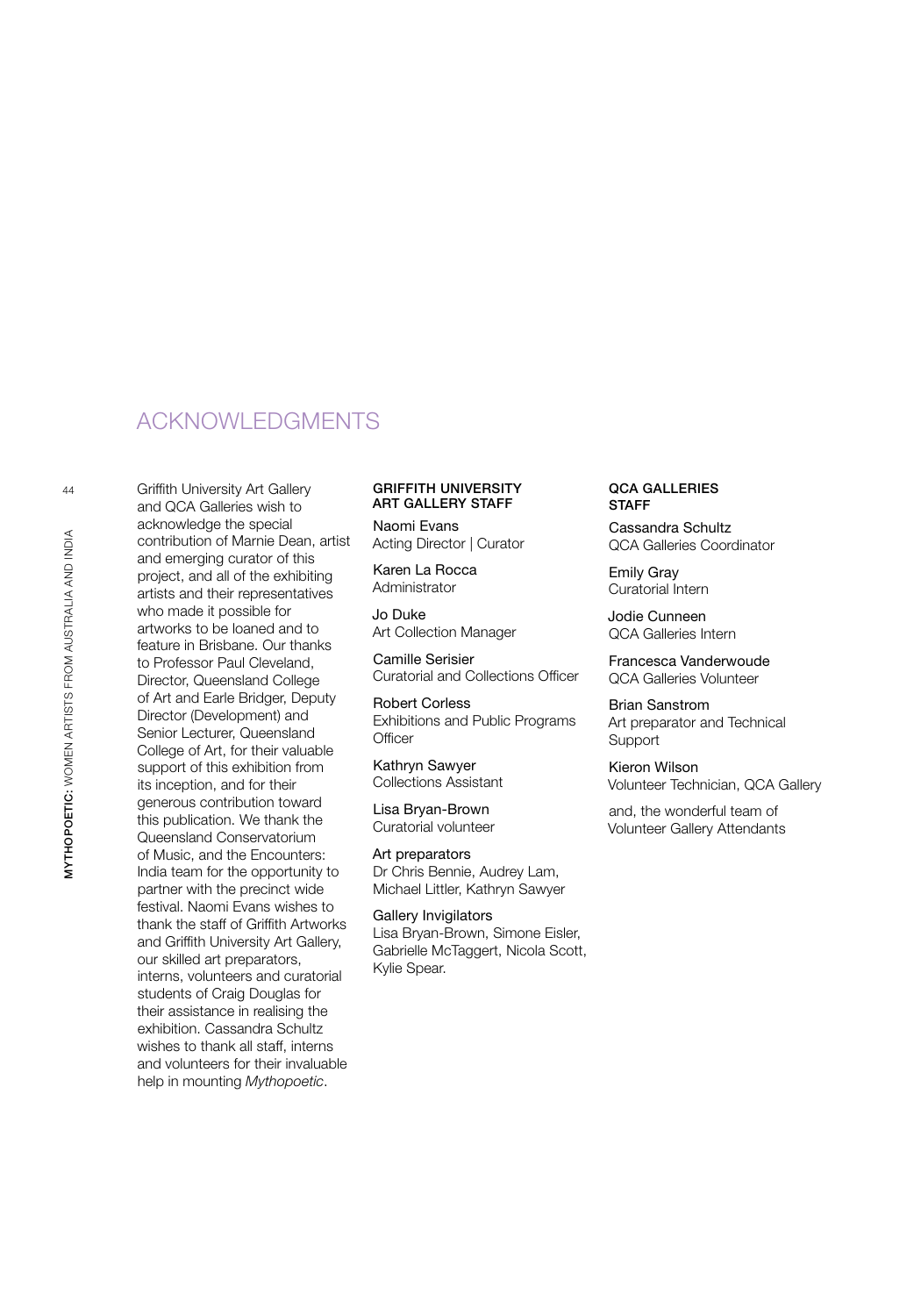# ACKNOWLEDGMENTS

Griffith University Art Gallery and QCA Galleries wish to acknowledge the special contribution of Marnie Dean, artist and emerging curator of this project, and all of the exhibiting artists and their representatives who made it possible for artworks to be loaned and to feature in Brisbane. Our thanks to Professor Paul Cleveland, Director, Queensland College of Art and Earle Bridger, Deputy Director (Development) and Senior Lecturer, Queensland College of Art, for their valuable support of this exhibition from its inception, and for their generous contribution toward this publication. We thank the Queensland Conservatorium of Music, and the Encounters: India team for the opportunity to partner with the precinct wide festival. Naomi Evans wishes to thank the staff of Griffith Artworks and Griffith University Art Gallery, our skilled art preparators, interns, volunteers and curatorial students of Craig Douglas for their assistance in realising the exhibition. Cassandra Schultz wishes to thank all staff, interns and volunteers for their invaluable help in mounting *Mythopoetic*.

### GRIFFITH UNIVERSITY ART GALLERY STAFF

Naomi Evans
Acting Director | Curator

Karen La Rocca
Administrator

Jo Duke
Art Collection Manager

Camille Serisier
Curatorial and Collections Officer

Robert Corless
Exhibitions and Public Programs Officer

Kathryn Sawyer
Collections Assistant

Lisa Bryan-Brown
Curatorial volunteer

Art preparators
Dr Chris Bennie, Audrey Lam, Michael Littler, Kathryn Sawyer

Gallery Invigilators
Lisa Bryan-Brown, Simone Eisler, Gabrielle McTaggert, Nicola Scott, Kylie Spear.

### QCA GALLERIES STAFF

Cassandra Schultz
QCA Galleries Coordinator

Emily Gray
Curatorial Intern

Jodie Cunneen
QCA Galleries Intern

Francesca Vanderwoude
QCA Galleries Volunteer

Brian Sanstrom
Art preparator and Technical Support

Kieron Wilson
Volunteer Technician, QCA Gallery

and, the wonderful team of Volunteer Gallery Attendants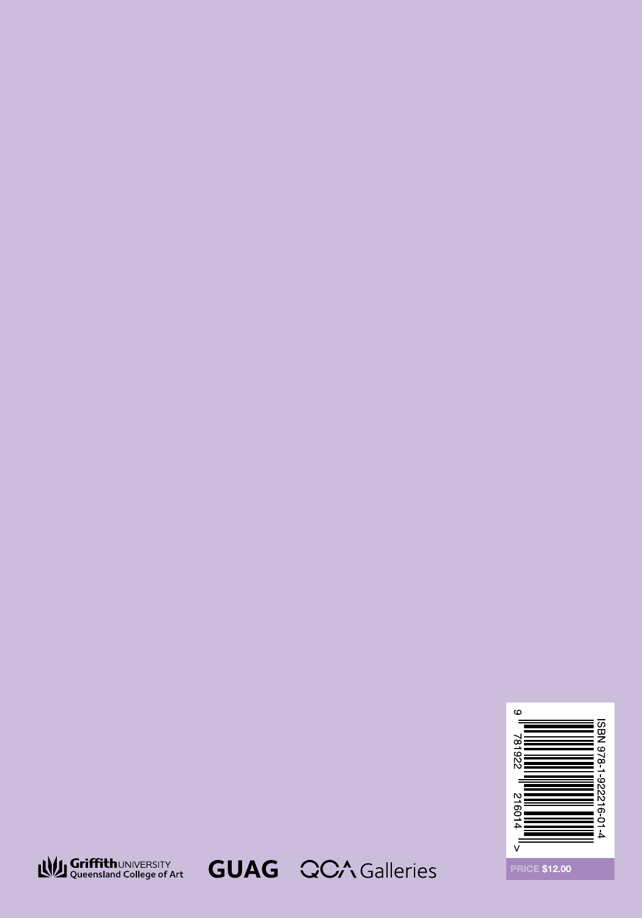ISBN 978-1-922216-01-4

9 781922 216014 >

PRICE $12.00

Griffith UNIVERSITY Queensland College of Art

GUAG

QCA Galleries